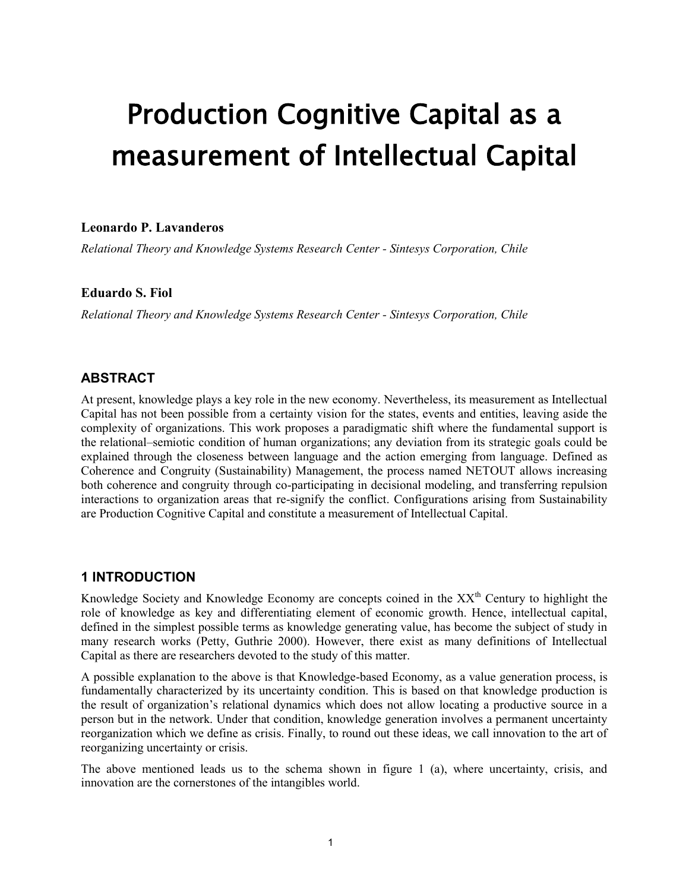# Production Cognitive Capital as a measurement of Intellectual Capital

**Leonardo P. Lavanderos**

*Relational Theory and Knowledge Systems Research Center - Sintesys Corporation, Chile*

**Eduardo S. Fiol**

*Relational Theory and Knowledge Systems Research Center - Sintesys Corporation, Chile*

## ABSTRACT

At present, knowledge plays a key role in the new economy. Nevertheless, its measurement as Intellectual Capital has not been possible from a certainty vision for the states, events and entities, leaving aside the complexity of organizations. This work proposes a paradigmatic shift where the fundamental support is the relational–semiotic condition of human organizations; any deviation from its strategic goals could be explained through the closeness between language and the action emerging from language. Defined as Coherence and Congruity (Sustainability) Management, the process named NETOUT allows increasing both coherence and congruity through co-participating in decisional modeling, and transferring repulsion interactions to organization areas that re-signify the conflict. Configurations arising from Sustainability are Production Cognitive Capital and constitute a measurement of Intellectual Capital.

## 1 INTRODUCTION

Knowledge Society and Knowledge Economy are concepts coined in the XX$^{th}$ Century to highlight the role of knowledge as key and differentiating element of economic growth. Hence, intellectual capital, defined in the simplest possible terms as knowledge generating value, has become the subject of study in many research works (Petty, Guthrie 2000). However, there exist as many definitions of Intellectual Capital as there are researchers devoted to the study of this matter.

A possible explanation to the above is that Knowledge-based Economy, as a value generation process, is fundamentally characterized by its uncertainty condition. This is based on that knowledge production is the result of organization's relational dynamics which does not allow locating a productive source in a person but in the network. Under that condition, knowledge generation involves a permanent uncertainty reorganization which we define as crisis. Finally, to round out these ideas, we call innovation to the art of reorganizing uncertainty or crisis.

The above mentioned leads us to the schema shown in figure 1 (a), where uncertainty, crisis, and innovation are the cornerstones of the intangibles world.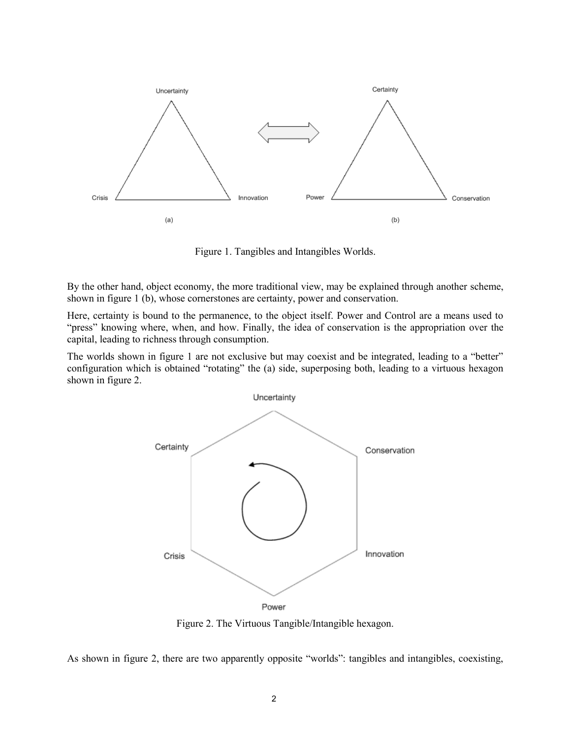Figure 1. Tangibles and Intangibles Worlds.

By the other hand, object economy, the more traditional view, may be explained through another scheme, shown in figure 1 (b), whose cornerstones are certainty, power and conservation.

Here, certainty is bound to the permanence, to the object itself. Power and Control are a means used to "press" knowing where, when, and how. Finally, the idea of conservation is the appropriation over the capital, leading to richness through consumption.

The worlds shown in figure 1 are not exclusive but may coexist and be integrated, leading to a "better" configuration which is obtained "rotating" the (a) side, superposing both, leading to a virtuous hexagon shown in figure 2.

Figure 2. The Virtuous Tangible/Intangible hexagon.

As shown in figure 2, there are two apparently opposite "worlds": tangibles and intangibles, coexisting,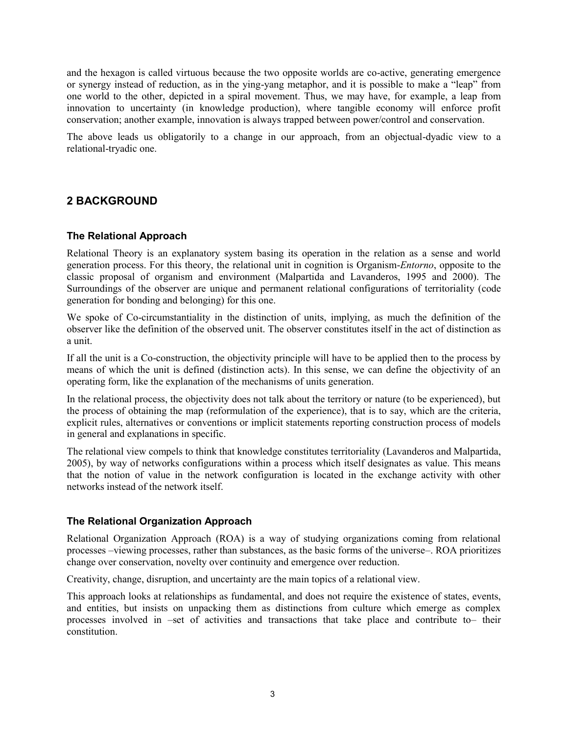and the hexagon is called virtuous because the two opposite worlds are co-active, generating emergence or synergy instead of reduction, as in the ying-yang metaphor, and it is possible to make a "leap" from one world to the other, depicted in a spiral movement. Thus, we may have, for example, a leap from innovation to uncertainty (in knowledge production), where tangible economy will enforce profit conservation; another example, innovation is always trapped between power/control and conservation.

The above leads us obligatorily to a change in our approach, from an objectual-dyadic view to a relational-tryadic one.

## 2 BACKGROUND

### The Relational Approach

Relational Theory is an explanatory system basing its operation in the relation as a sense and world generation process. For this theory, the relational unit in cognition is Organism-*Entorno*, opposite to the classic proposal of organism and environment (Malpartida and Lavanderos, 1995 and 2000). The Surroundings of the observer are unique and permanent relational configurations of territoriality (code generation for bonding and belonging) for this one.

We spoke of Co-circumstantiality in the distinction of units, implying, as much the definition of the observer like the definition of the observed unit. The observer constitutes itself in the act of distinction as a unit.

If all the unit is a Co-construction, the objectivity principle will have to be applied then to the process by means of which the unit is defined (distinction acts). In this sense, we can define the objectivity of an operating form, like the explanation of the mechanisms of units generation.

In the relational process, the objectivity does not talk about the territory or nature (to be experienced), but the process of obtaining the map (reformulation of the experience), that is to say, which are the criteria, explicit rules, alternatives or conventions or implicit statements reporting construction process of models in general and explanations in specific.

The relational view compels to think that knowledge constitutes territoriality (Lavanderos and Malpartida, 2005), by way of networks configurations within a process which itself designates as value. This means that the notion of value in the network configuration is located in the exchange activity with other networks instead of the network itself.

### The Relational Organization Approach

Relational Organization Approach (ROA) is a way of studying organizations coming from relational processes –viewing processes, rather than substances, as the basic forms of the universe–. ROA prioritizes change over conservation, novelty over continuity and emergence over reduction.

Creativity, change, disruption, and uncertainty are the main topics of a relational view.

This approach looks at relationships as fundamental, and does not require the existence of states, events, and entities, but insists on unpacking them as distinctions from culture which emerge as complex processes involved in –set of activities and transactions that take place and contribute to– their constitution.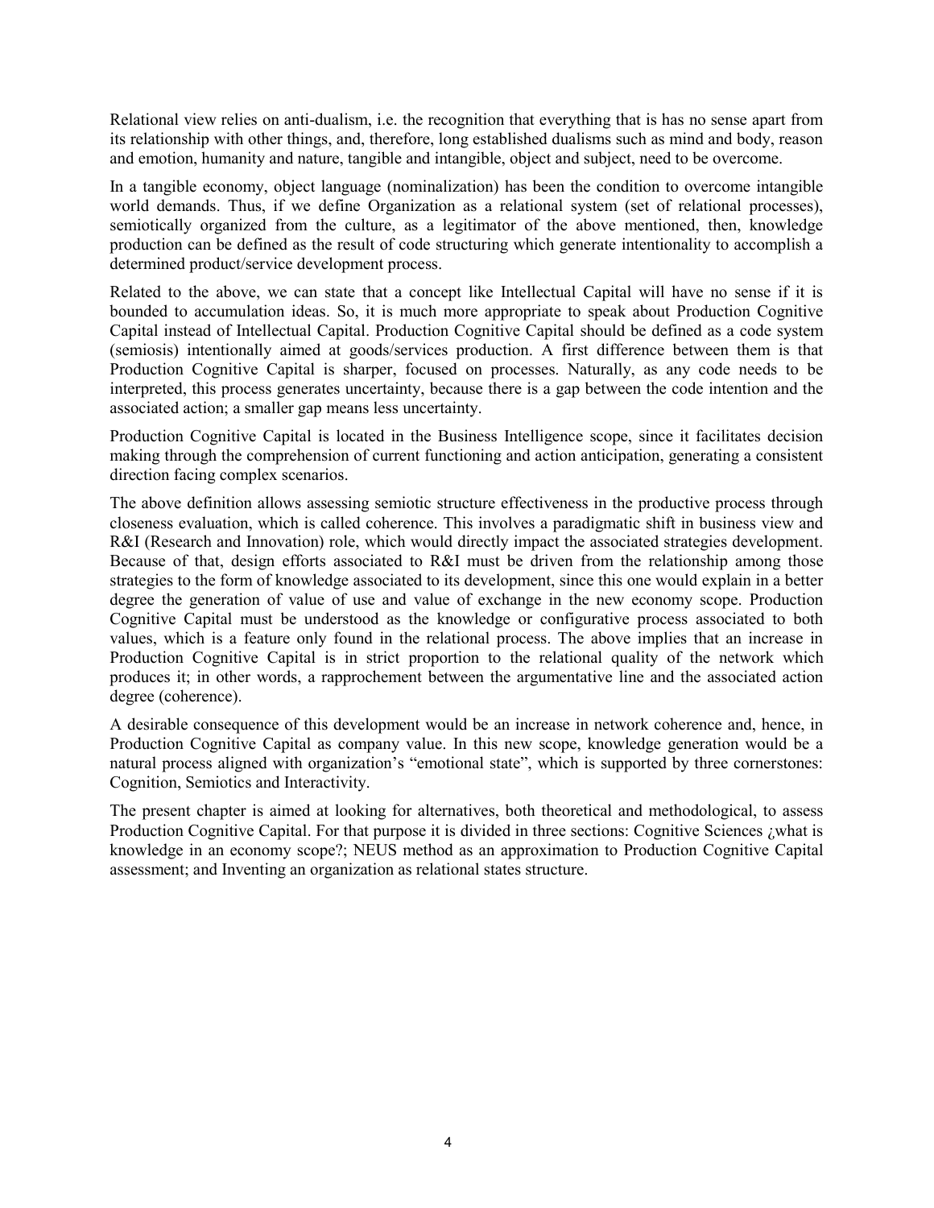Relational view relies on anti-dualism, i.e. the recognition that everything that is has no sense apart from its relationship with other things, and, therefore, long established dualisms such as mind and body, reason and emotion, humanity and nature, tangible and intangible, object and subject, need to be overcome.

In a tangible economy, object language (nominalization) has been the condition to overcome intangible world demands. Thus, if we define Organization as a relational system (set of relational processes), semiotically organized from the culture, as a legitimator of the above mentioned, then, knowledge production can be defined as the result of code structuring which generate intentionality to accomplish a determined product/service development process.

Related to the above, we can state that a concept like Intellectual Capital will have no sense if it is bounded to accumulation ideas. So, it is much more appropriate to speak about Production Cognitive Capital instead of Intellectual Capital. Production Cognitive Capital should be defined as a code system (semiosis) intentionally aimed at goods/services production. A first difference between them is that Production Cognitive Capital is sharper, focused on processes. Naturally, as any code needs to be interpreted, this process generates uncertainty, because there is a gap between the code intention and the associated action; a smaller gap means less uncertainty.

Production Cognitive Capital is located in the Business Intelligence scope, since it facilitates decision making through the comprehension of current functioning and action anticipation, generating a consistent direction facing complex scenarios.

The above definition allows assessing semiotic structure effectiveness in the productive process through closeness evaluation, which is called coherence. This involves a paradigmatic shift in business view and R&I (Research and Innovation) role, which would directly impact the associated strategies development. Because of that, design efforts associated to R&I must be driven from the relationship among those strategies to the form of knowledge associated to its development, since this one would explain in a better degree the generation of value of use and value of exchange in the new economy scope. Production Cognitive Capital must be understood as the knowledge or configurative process associated to both values, which is a feature only found in the relational process. The above implies that an increase in Production Cognitive Capital is in strict proportion to the relational quality of the network which produces it; in other words, a rapprochement between the argumentative line and the associated action degree (coherence).

A desirable consequence of this development would be an increase in network coherence and, hence, in Production Cognitive Capital as company value. In this new scope, knowledge generation would be a natural process aligned with organization's "emotional state", which is supported by three cornerstones: Cognition, Semiotics and Interactivity.

The present chapter is aimed at looking for alternatives, both theoretical and methodological, to assess Production Cognitive Capital. For that purpose it is divided in three sections: Cognitive Sciences ¿what is knowledge in an economy scope?; NEUS method as an approximation to Production Cognitive Capital assessment; and Inventing an organization as relational states structure.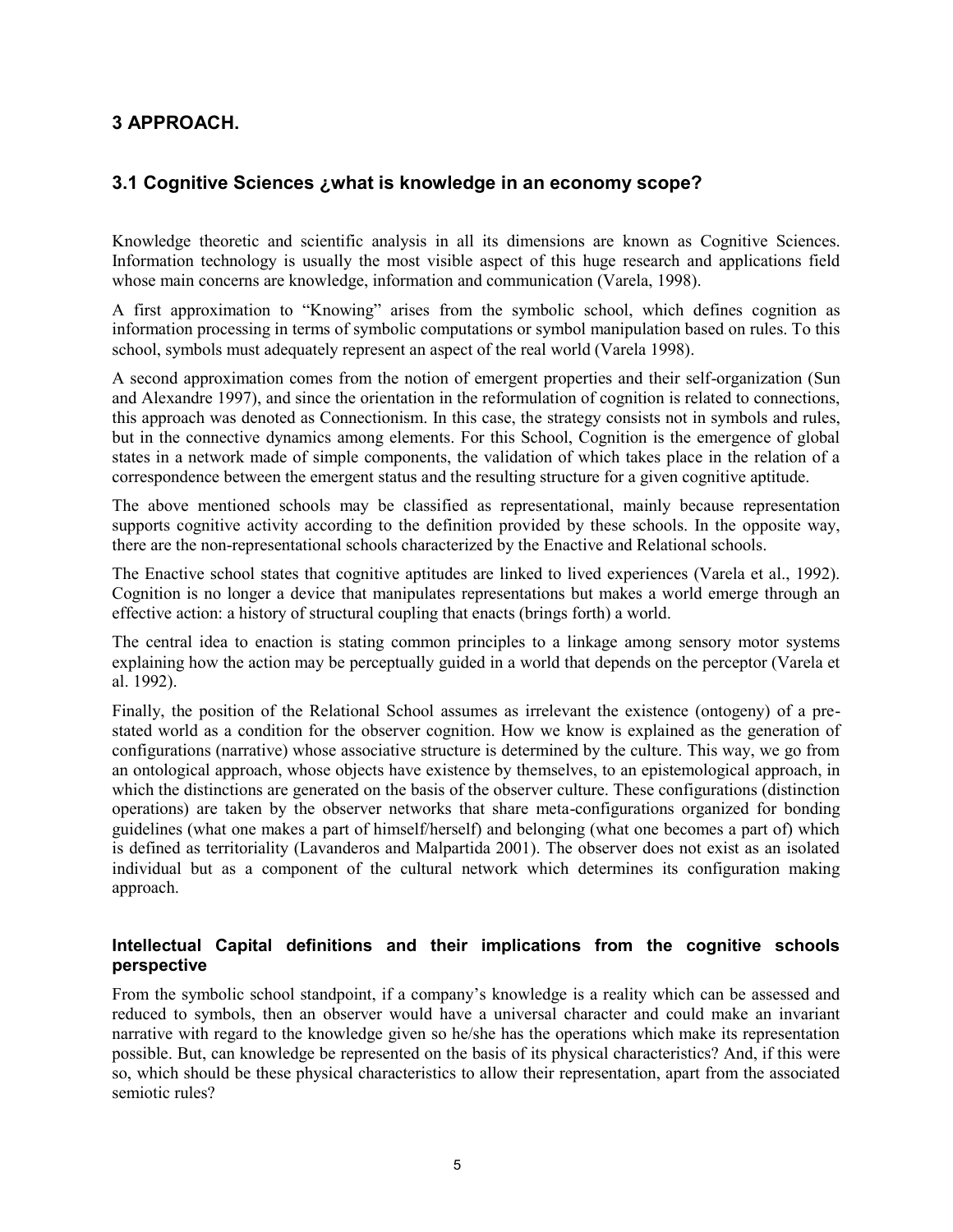# 3 APPROACH.

## 3.1 Cognitive Sciences ¿what is knowledge in an economy scope?

Knowledge theoretic and scientific analysis in all its dimensions are known as Cognitive Sciences. Information technology is usually the most visible aspect of this huge research and applications field whose main concerns are knowledge, information and communication (Varela, 1998).

A first approximation to "Knowing" arises from the symbolic school, which defines cognition as information processing in terms of symbolic computations or symbol manipulation based on rules. To this school, symbols must adequately represent an aspect of the real world (Varela 1998).

A second approximation comes from the notion of emergent properties and their self-organization (Sun and Alexandre 1997), and since the orientation in the reformulation of cognition is related to connections, this approach was denoted as Connectionism. In this case, the strategy consists not in symbols and rules, but in the connective dynamics among elements. For this School, Cognition is the emergence of global states in a network made of simple components, the validation of which takes place in the relation of a correspondence between the emergent status and the resulting structure for a given cognitive aptitude.

The above mentioned schools may be classified as representational, mainly because representation supports cognitive activity according to the definition provided by these schools. In the opposite way, there are the non-representational schools characterized by the Enactive and Relational schools.

The Enactive school states that cognitive aptitudes are linked to lived experiences (Varela et al., 1992). Cognition is no longer a device that manipulates representations but makes a world emerge through an effective action: a history of structural coupling that enacts (brings forth) a world.

The central idea to enaction is stating common principles to a linkage among sensory motor systems explaining how the action may be perceptually guided in a world that depends on the perceptor (Varela et al. 1992).

Finally, the position of the Relational School assumes as irrelevant the existence (ontogeny) of a pre-stated world as a condition for the observer cognition. How we know is explained as the generation of configurations (narrative) whose associative structure is determined by the culture. This way, we go from an ontological approach, whose objects have existence by themselves, to an epistemological approach, in which the distinctions are generated on the basis of the observer culture. These configurations (distinction operations) are taken by the observer networks that share meta-configurations organized for bonding guidelines (what one makes a part of himself/herself) and belonging (what one becomes a part of) which is defined as territoriality (Lavanderos and Malpartida 2001). The observer does not exist as an isolated individual but as a component of the cultural network which determines its configuration making approach.

### Intellectual Capital definitions and their implications from the cognitive schools perspective

From the symbolic school standpoint, if a company's knowledge is a reality which can be assessed and reduced to symbols, then an observer would have a universal character and could make an invariant narrative with regard to the knowledge given so he/she has the operations which make its representation possible. But, can knowledge be represented on the basis of its physical characteristics? And, if this were so, which should be these physical characteristics to allow their representation, apart from the associated semiotic rules?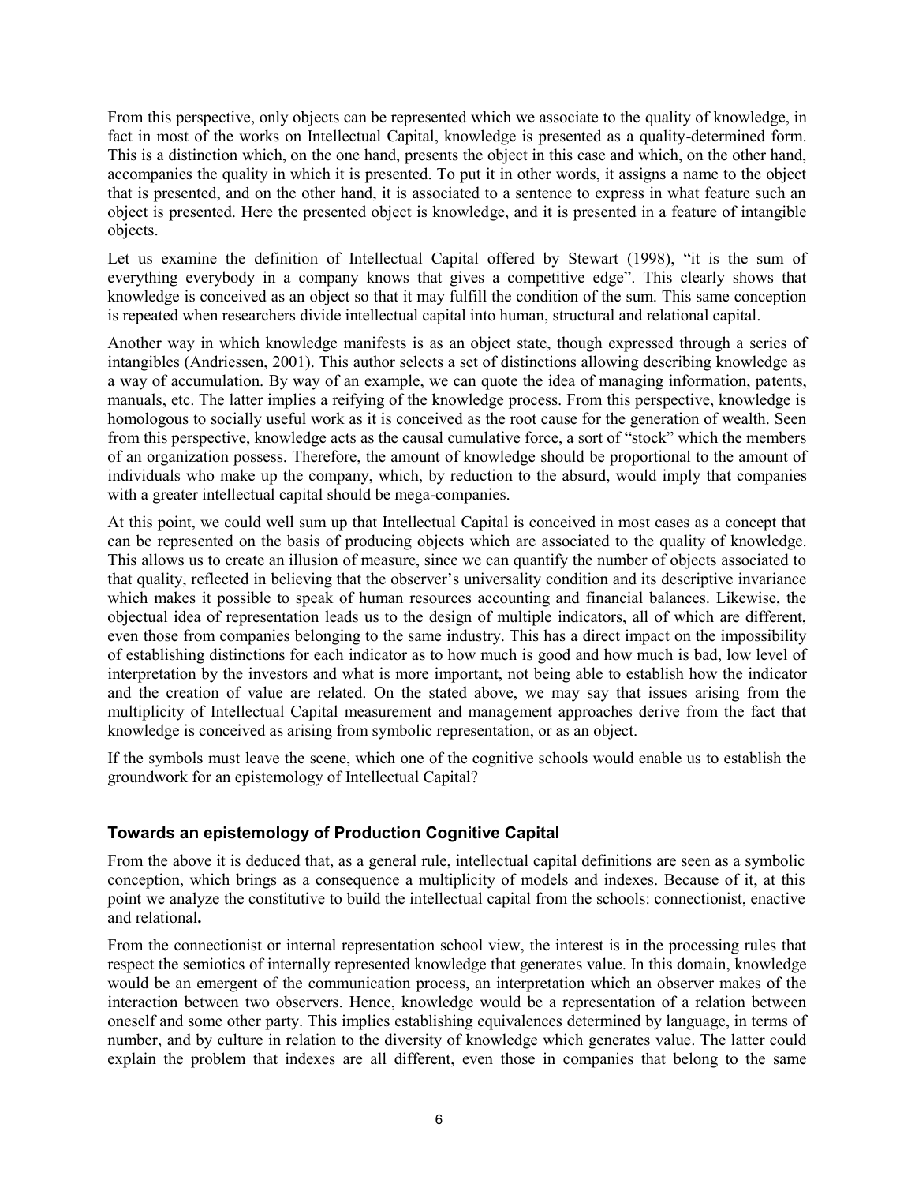From this perspective, only objects can be represented which we associate to the quality of knowledge, in fact in most of the works on Intellectual Capital, knowledge is presented as a quality-determined form. This is a distinction which, on the one hand, presents the object in this case and which, on the other hand, accompanies the quality in which it is presented. To put it in other words, it assigns a name to the object that is presented, and on the other hand, it is associated to a sentence to express in what feature such an object is presented. Here the presented object is knowledge, and it is presented in a feature of intangible objects.

Let us examine the definition of Intellectual Capital offered by Stewart (1998), "it is the sum of everything everybody in a company knows that gives a competitive edge". This clearly shows that knowledge is conceived as an object so that it may fulfill the condition of the sum. This same conception is repeated when researchers divide intellectual capital into human, structural and relational capital.

Another way in which knowledge manifests is as an object state, though expressed through a series of intangibles (Andriessen, 2001). This author selects a set of distinctions allowing describing knowledge as a way of accumulation. By way of an example, we can quote the idea of managing information, patents, manuals, etc. The latter implies a reifying of the knowledge process. From this perspective, knowledge is homologous to socially useful work as it is conceived as the root cause for the generation of wealth. Seen from this perspective, knowledge acts as the causal cumulative force, a sort of "stock" which the members of an organization possess. Therefore, the amount of knowledge should be proportional to the amount of individuals who make up the company, which, by reduction to the absurd, would imply that companies with a greater intellectual capital should be mega-companies.

At this point, we could well sum up that Intellectual Capital is conceived in most cases as a concept that can be represented on the basis of producing objects which are associated to the quality of knowledge. This allows us to create an illusion of measure, since we can quantify the number of objects associated to that quality, reflected in believing that the observer's universality condition and its descriptive invariance which makes it possible to speak of human resources accounting and financial balances. Likewise, the objectual idea of representation leads us to the design of multiple indicators, all of which are different, even those from companies belonging to the same industry. This has a direct impact on the impossibility of establishing distinctions for each indicator as to how much is good and how much is bad, low level of interpretation by the investors and what is more important, not being able to establish how the indicator and the creation of value are related. On the stated above, we may say that issues arising from the multiplicity of Intellectual Capital measurement and management approaches derive from the fact that knowledge is conceived as arising from symbolic representation, or as an object.

If the symbols must leave the scene, which one of the cognitive schools would enable us to establish the groundwork for an epistemology of Intellectual Capital?

### Towards an epistemology of Production Cognitive Capital

From the above it is deduced that, as a general rule, intellectual capital definitions are seen as a symbolic conception, which brings as a consequence a multiplicity of models and indexes. Because of it, at this point we analyze the constitutive to build the intellectual capital from the schools: connectionist, enactive and relational**.**

From the connectionist or internal representation school view, the interest is in the processing rules that respect the semiotics of internally represented knowledge that generates value. In this domain, knowledge would be an emergent of the communication process, an interpretation which an observer makes of the interaction between two observers. Hence, knowledge would be a representation of a relation between oneself and some other party. This implies establishing equivalences determined by language, in terms of number, and by culture in relation to the diversity of knowledge which generates value. The latter could explain the problem that indexes are all different, even those in companies that belong to the same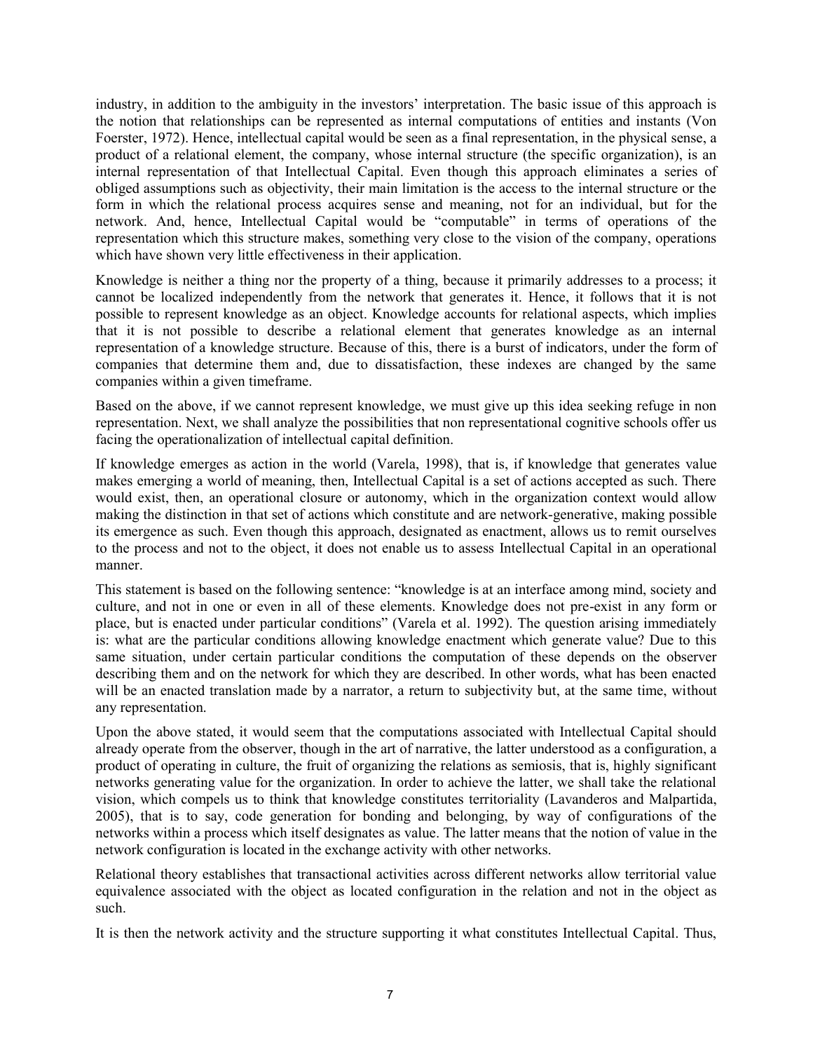industry, in addition to the ambiguity in the investors' interpretation. The basic issue of this approach is the notion that relationships can be represented as internal computations of entities and instants (Von Foerster, 1972). Hence, intellectual capital would be seen as a final representation, in the physical sense, a product of a relational element, the company, whose internal structure (the specific organization), is an internal representation of that Intellectual Capital. Even though this approach eliminates a series of obliged assumptions such as objectivity, their main limitation is the access to the internal structure or the form in which the relational process acquires sense and meaning, not for an individual, but for the network. And, hence, Intellectual Capital would be "computable" in terms of operations of the representation which this structure makes, something very close to the vision of the company, operations which have shown very little effectiveness in their application.

Knowledge is neither a thing nor the property of a thing, because it primarily addresses to a process; it cannot be localized independently from the network that generates it. Hence, it follows that it is not possible to represent knowledge as an object. Knowledge accounts for relational aspects, which implies that it is not possible to describe a relational element that generates knowledge as an internal representation of a knowledge structure. Because of this, there is a burst of indicators, under the form of companies that determine them and, due to dissatisfaction, these indexes are changed by the same companies within a given timeframe.

Based on the above, if we cannot represent knowledge, we must give up this idea seeking refuge in non representation. Next, we shall analyze the possibilities that non representational cognitive schools offer us facing the operationalization of intellectual capital definition.

If knowledge emerges as action in the world (Varela, 1998), that is, if knowledge that generates value makes emerging a world of meaning, then, Intellectual Capital is a set of actions accepted as such. There would exist, then, an operational closure or autonomy, which in the organization context would allow making the distinction in that set of actions which constitute and are network-generative, making possible its emergence as such. Even though this approach, designated as enactment, allows us to remit ourselves to the process and not to the object, it does not enable us to assess Intellectual Capital in an operational manner.

This statement is based on the following sentence: "knowledge is at an interface among mind, society and culture, and not in one or even in all of these elements. Knowledge does not pre-exist in any form or place, but is enacted under particular conditions" (Varela et al. 1992). The question arising immediately is: what are the particular conditions allowing knowledge enactment which generate value? Due to this same situation, under certain particular conditions the computation of these depends on the observer describing them and on the network for which they are described. In other words, what has been enacted will be an enacted translation made by a narrator, a return to subjectivity but, at the same time, without any representation.

Upon the above stated, it would seem that the computations associated with Intellectual Capital should already operate from the observer, though in the art of narrative, the latter understood as a configuration, a product of operating in culture, the fruit of organizing the relations as semiosis, that is, highly significant networks generating value for the organization. In order to achieve the latter, we shall take the relational vision, which compels us to think that knowledge constitutes territoriality (Lavanderos and Malpartida, 2005), that is to say, code generation for bonding and belonging, by way of configurations of the networks within a process which itself designates as value. The latter means that the notion of value in the network configuration is located in the exchange activity with other networks.

Relational theory establishes that transactional activities across different networks allow territorial value equivalence associated with the object as located configuration in the relation and not in the object as such.

It is then the network activity and the structure supporting it what constitutes Intellectual Capital. Thus,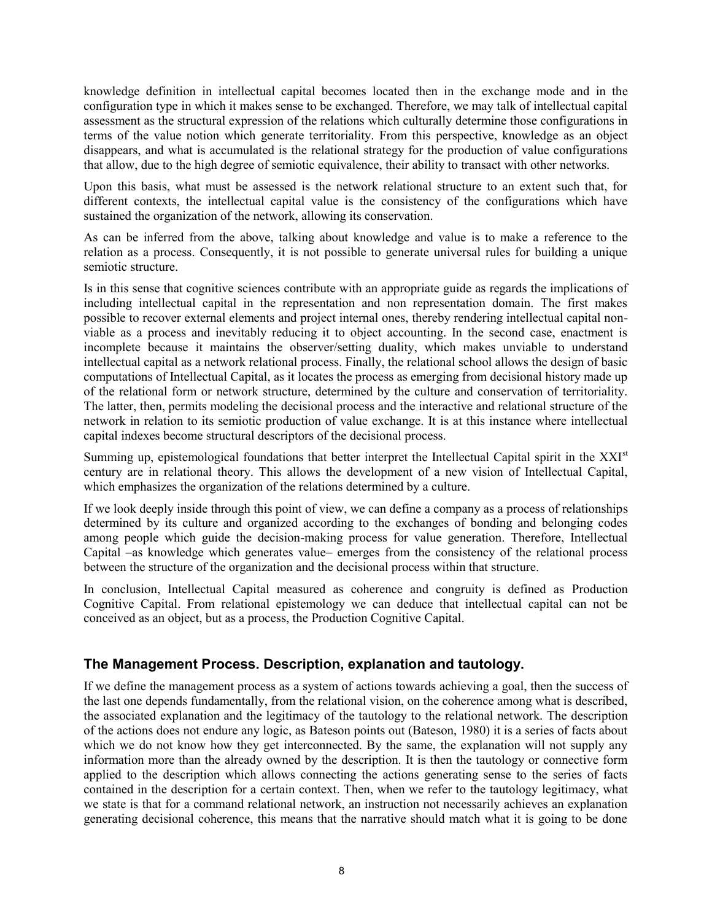knowledge definition in intellectual capital becomes located then in the exchange mode and in the configuration type in which it makes sense to be exchanged. Therefore, we may talk of intellectual capital assessment as the structural expression of the relations which culturally determine those configurations in terms of the value notion which generate territoriality. From this perspective, knowledge as an object disappears, and what is accumulated is the relational strategy for the production of value configurations that allow, due to the high degree of semiotic equivalence, their ability to transact with other networks.

Upon this basis, what must be assessed is the network relational structure to an extent such that, for different contexts, the intellectual capital value is the consistency of the configurations which have sustained the organization of the network, allowing its conservation.

As can be inferred from the above, talking about knowledge and value is to make a reference to the relation as a process. Consequently, it is not possible to generate universal rules for building a unique semiotic structure.

Is in this sense that cognitive sciences contribute with an appropriate guide as regards the implications of including intellectual capital in the representation and non representation domain. The first makes possible to recover external elements and project internal ones, thereby rendering intellectual capital non-viable as a process and inevitably reducing it to object accounting. In the second case, enactment is incomplete because it maintains the observer/setting duality, which makes unviable to understand intellectual capital as a network relational process. Finally, the relational school allows the design of basic computations of Intellectual Capital, as it locates the process as emerging from decisional history made up of the relational form or network structure, determined by the culture and conservation of territoriality. The latter, then, permits modeling the decisional process and the interactive and relational structure of the network in relation to its semiotic production of value exchange. It is at this instance where intellectual capital indexes become structural descriptors of the decisional process.

Summing up, epistemological foundations that better interpret the Intellectual Capital spirit in the XXI[st] century are in relational theory. This allows the development of a new vision of Intellectual Capital, which emphasizes the organization of the relations determined by a culture.

If we look deeply inside through this point of view, we can define a company as a process of relationships determined by its culture and organized according to the exchanges of bonding and belonging codes among people which guide the decision-making process for value generation. Therefore, Intellectual Capital –as knowledge which generates value– emerges from the consistency of the relational process between the structure of the organization and the decisional process within that structure.

In conclusion, Intellectual Capital measured as coherence and congruity is defined as Production Cognitive Capital. From relational epistemology we can deduce that intellectual capital can not be conceived as an object, but as a process, the Production Cognitive Capital.

## The Management Process. Description, explanation and tautology.

If we define the management process as a system of actions towards achieving a goal, then the success of the last one depends fundamentally, from the relational vision, on the coherence among what is described, the associated explanation and the legitimacy of the tautology to the relational network. The description of the actions does not endure any logic, as Bateson points out (Bateson, 1980) it is a series of facts about which we do not know how they get interconnected. By the same, the explanation will not supply any information more than the already owned by the description. It is then the tautology or connective form applied to the description which allows connecting the actions generating sense to the series of facts contained in the description for a certain context. Then, when we refer to the tautology legitimacy, what we state is that for a command relational network, an instruction not necessarily achieves an explanation generating decisional coherence, this means that the narrative should match what it is going to be done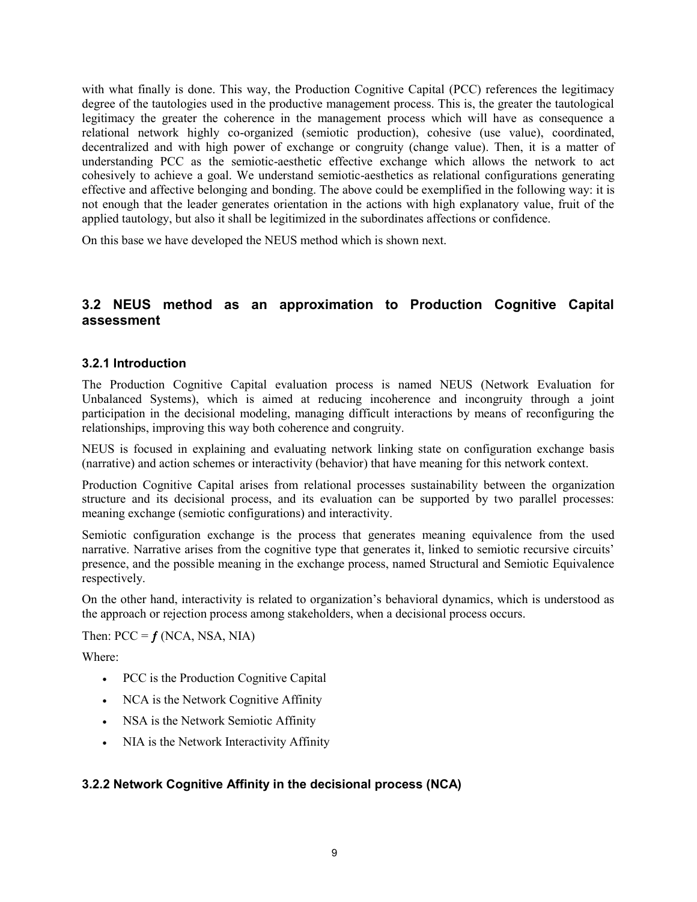with what finally is done. This way, the Production Cognitive Capital (PCC) references the legitimacy degree of the tautologies used in the productive management process. This is, the greater the tautological legitimacy the greater the coherence in the management process which will have as consequence a relational network highly co-organized (semiotic production), cohesive (use value), coordinated, decentralized and with high power of exchange or congruity (change value). Then, it is a matter of understanding PCC as the semiotic-aesthetic effective exchange which allows the network to act cohesively to achieve a goal. We understand semiotic-aesthetics as relational configurations generating effective and affective belonging and bonding. The above could be exemplified in the following way: it is not enough that the leader generates orientation in the actions with high explanatory value, fruit of the applied tautology, but also it shall be legitimized in the subordinates affections or confidence.

On this base we have developed the NEUS method which is shown next.

## 3.2 NEUS method as an approximation to Production Cognitive Capital assessment

### 3.2.1 Introduction

The Production Cognitive Capital evaluation process is named NEUS (Network Evaluation for Unbalanced Systems), which is aimed at reducing incoherence and incongruity through a joint participation in the decisional modeling, managing difficult interactions by means of reconfiguring the relationships, improving this way both coherence and congruity.

NEUS is focused in explaining and evaluating network linking state on configuration exchange basis (narrative) and action schemes or interactivity (behavior) that have meaning for this network context.

Production Cognitive Capital arises from relational processes sustainability between the organization structure and its decisional process, and its evaluation can be supported by two parallel processes: meaning exchange (semiotic configurations) and interactivity.

Semiotic configuration exchange is the process that generates meaning equivalence from the used narrative. Narrative arises from the cognitive type that generates it, linked to semiotic recursive circuits' presence, and the possible meaning in the exchange process, named Structural and Semiotic Equivalence respectively.

On the other hand, interactivity is related to organization's behavioral dynamics, which is understood as the approach or rejection process among stakeholders, when a decisional process occurs.

Then: $PCC = f\,(NCA, NSA, NIA)$

Where:

- PCC is the Production Cognitive Capital
- NCA is the Network Cognitive Affinity
- NSA is the Network Semiotic Affinity
- NIA is the Network Interactivity Affinity

### 3.2.2 Network Cognitive Affinity in the decisional process (NCA)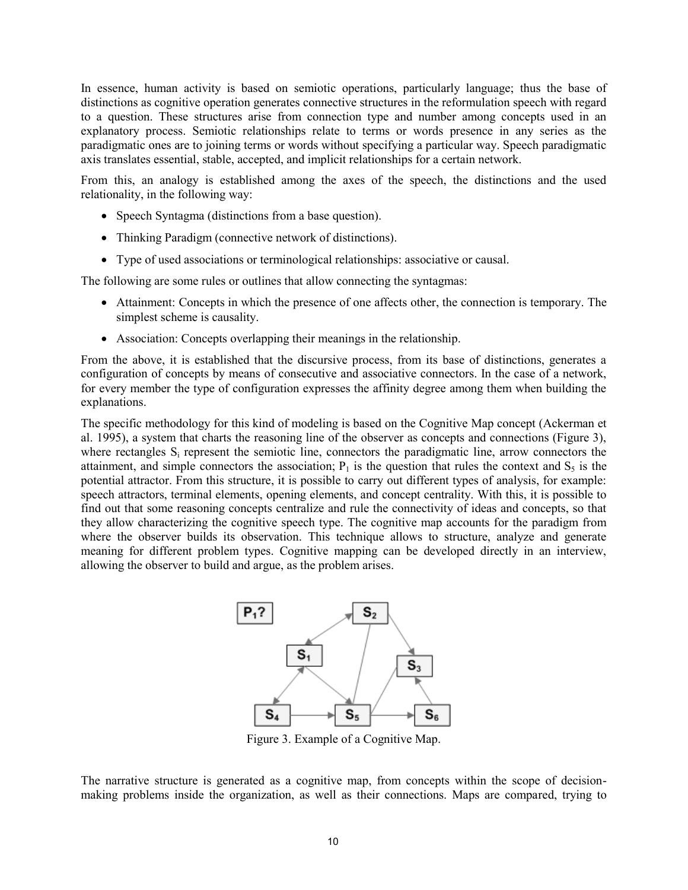In essence, human activity is based on semiotic operations, particularly language; thus the base of distinctions as cognitive operation generates connective structures in the reformulation speech with regard to a question. These structures arise from connection type and number among concepts used in an explanatory process. Semiotic relationships relate to terms or words presence in any series as the paradigmatic ones are to joining terms or words without specifying a particular way. Speech paradigmatic axis translates essential, stable, accepted, and implicit relationships for a certain network.

From this, an analogy is established among the axes of the speech, the distinctions and the used relationality, in the following way:

- Speech Syntagma (distinctions from a base question).
- Thinking Paradigm (connective network of distinctions).
- Type of used associations or terminological relationships: associative or causal.

The following are some rules or outlines that allow connecting the syntagmas:

- Attainment: Concepts in which the presence of one affects other, the connection is temporary. The simplest scheme is causality.
- Association: Concepts overlapping their meanings in the relationship.

From the above, it is established that the discursive process, from its base of distinctions, generates a configuration of concepts by means of consecutive and associative connectors. In the case of a network, for every member the type of configuration expresses the affinity degree among them when building the explanations.

The specific methodology for this kind of modeling is based on the Cognitive Map concept (Ackerman et al. 1995), a system that charts the reasoning line of the observer as concepts and connections (Figure 3), where rectangles $S_i$ represent the semiotic line, connectors the paradigmatic line, arrow connectors the attainment, and simple connectors the association; $P_1$ is the question that rules the context and $S_5$ is the potential attractor. From this structure, it is possible to carry out different types of analysis, for example: speech attractors, terminal elements, opening elements, and concept centrality. With this, it is possible to find out that some reasoning concepts centralize and rule the connectivity of ideas and concepts, so that they allow characterizing the cognitive speech type. The cognitive map accounts for the paradigm from where the observer builds its observation. This technique allows to structure, analyze and generate meaning for different problem types. Cognitive mapping can be developed directly in an interview, allowing the observer to build and argue, as the problem arises.

Figure 3. Example of a Cognitive Map.

The narrative structure is generated as a cognitive map, from concepts within the scope of decision-making problems inside the organization, as well as their connections. Maps are compared, trying to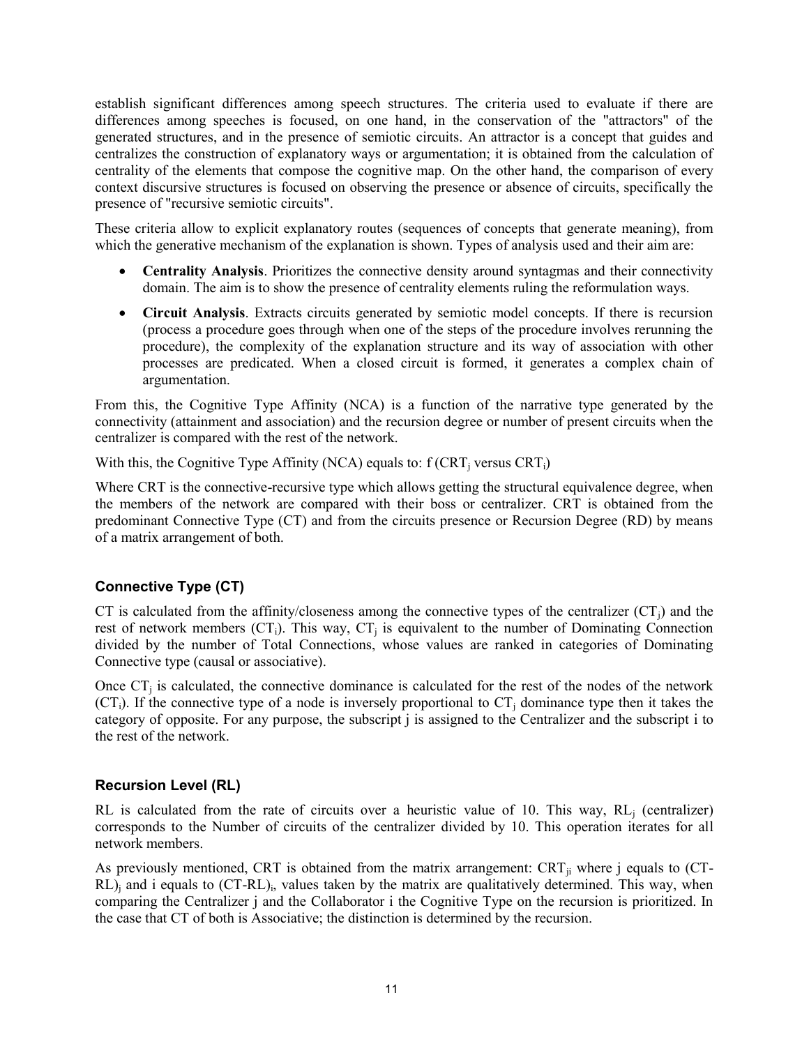establish significant differences among speech structures. The criteria used to evaluate if there are differences among speeches is focused, on one hand, in the conservation of the "attractors" of the generated structures, and in the presence of semiotic circuits. An attractor is a concept that guides and centralizes the construction of explanatory ways or argumentation; it is obtained from the calculation of centrality of the elements that compose the cognitive map. On the other hand, the comparison of every context discursive structures is focused on observing the presence or absence of circuits, specifically the presence of "recursive semiotic circuits".

These criteria allow to explicit explanatory routes (sequences of concepts that generate meaning), from which the generative mechanism of the explanation is shown. Types of analysis used and their aim are:

- **Centrality Analysis**. Prioritizes the connective density around syntagmas and their connectivity domain. The aim is to show the presence of centrality elements ruling the reformulation ways.
- **Circuit Analysis**. Extracts circuits generated by semiotic model concepts. If there is recursion (process a procedure goes through when one of the steps of the procedure involves rerunning the procedure), the complexity of the explanation structure and its way of association with other processes are predicated. When a closed circuit is formed, it generates a complex chain of argumentation.

From this, the Cognitive Type Affinity (NCA) is a function of the narrative type generated by the connectivity (attainment and association) and the recursion degree or number of present circuits when the centralizer is compared with the rest of the network.

With this, the Cognitive Type Affinity (NCA) equals to: f ($CRT_j$ versus $CRT_i$)

Where CRT is the connective-recursive type which allows getting the structural equivalence degree, when the members of the network are compared with their boss or centralizer. CRT is obtained from the predominant Connective Type (CT) and from the circuits presence or Recursion Degree (RD) by means of a matrix arrangement of both.

## Connective Type (CT)

CT is calculated from the affinity/closeness among the connective types of the centralizer ($CT_j$) and the rest of network members ($CT_i$). This way, $CT_j$ is equivalent to the number of Dominating Connection divided by the number of Total Connections, whose values are ranked in categories of Dominating Connective type (causal or associative).

Once $CT_j$ is calculated, the connective dominance is calculated for the rest of the nodes of the network ($CT_i$). If the connective type of a node is inversely proportional to $CT_j$ dominance type then it takes the category of opposite. For any purpose, the subscript j is assigned to the Centralizer and the subscript i to the rest of the network.

## Recursion Level (RL)

RL is calculated from the rate of circuits over a heuristic value of 10. This way, $RL_j$ (centralizer) corresponds to the Number of circuits of the centralizer divided by 10. This operation iterates for all network members.

As previously mentioned, CRT is obtained from the matrix arrangement: $CRT_{ji}$ where j equals to $(CT\text{-}RL)_j$ and i equals to $(CT\text{-}RL)_i$, values taken by the matrix are qualitatively determined. This way, when comparing the Centralizer j and the Collaborator i the Cognitive Type on the recursion is prioritized. In the case that CT of both is Associative; the distinction is determined by the recursion.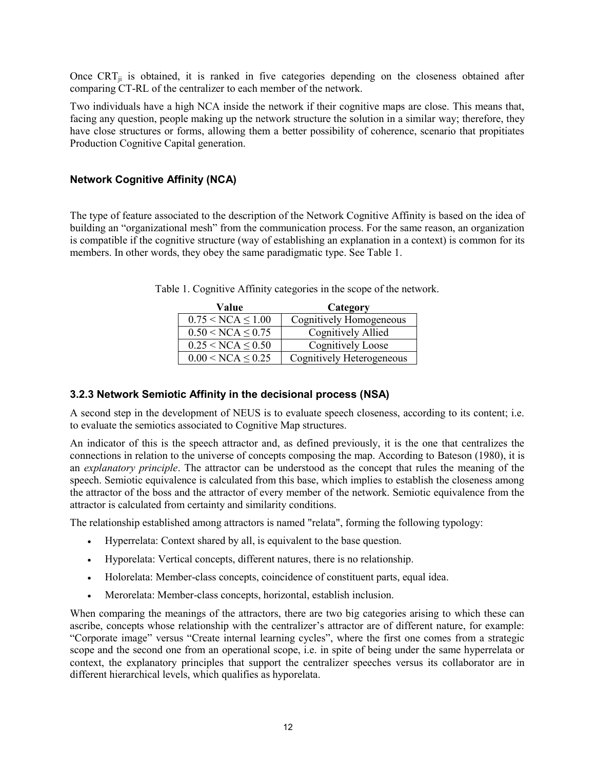Once $CRT_{ji}$ is obtained, it is ranked in five categories depending on the closeness obtained after comparing CT-RL of the centralizer to each member of the network.

Two individuals have a high NCA inside the network if their cognitive maps are close. This means that, facing any question, people making up the network structure the solution in a similar way; therefore, they have close structures or forms, allowing them a better possibility of coherence, scenario that propitiates Production Cognitive Capital generation.

### Network Cognitive Affinity (NCA)

The type of feature associated to the description of the Network Cognitive Affinity is based on the idea of building an "organizational mesh" from the communication process. For the same reason, an organization is compatible if the cognitive structure (way of establishing an explanation in a context) is common for its members. In other words, they obey the same paradigmatic type. See Table 1.

Table 1. Cognitive Affinity categories in the scope of the network.

| Value | Category |
|---|---|
| $0.75 < NCA \leq 1.00$ | Cognitively Homogeneous |
| $0.50 < NCA \leq 0.75$ | Cognitively Allied |
| $0.25 < NCA \leq 0.50$ | Cognitively Loose |
| $0.00 < NCA \leq 0.25$ | Cognitively Heterogeneous |

### 3.2.3 Network Semiotic Affinity in the decisional process (NSA)

A second step in the development of NEUS is to evaluate speech closeness, according to its content; i.e. to evaluate the semiotics associated to Cognitive Map structures.

An indicator of this is the speech attractor and, as defined previously, it is the one that centralizes the connections in relation to the universe of concepts composing the map. According to Bateson (1980), it is an *explanatory principle*. The attractor can be understood as the concept that rules the meaning of the speech. Semiotic equivalence is calculated from this base, which implies to establish the closeness among the attractor of the boss and the attractor of every member of the network. Semiotic equivalence from the attractor is calculated from certainty and similarity conditions.

The relationship established among attractors is named "relata", forming the following typology:

- Hyperrelata: Context shared by all, is equivalent to the base question.
- Hyporelata: Vertical concepts, different natures, there is no relationship.
- Holorelata: Member-class concepts, coincidence of constituent parts, equal idea.
- Merorelata: Member-class concepts, horizontal, establish inclusion.

When comparing the meanings of the attractors, there are two big categories arising to which these can ascribe, concepts whose relationship with the centralizer's attractor are of different nature, for example: "Corporate image" versus "Create internal learning cycles", where the first one comes from a strategic scope and the second one from an operational scope, i.e. in spite of being under the same hyperrelata or context, the explanatory principles that support the centralizer speeches versus its collaborator are in different hierarchical levels, which qualifies as hyporelata.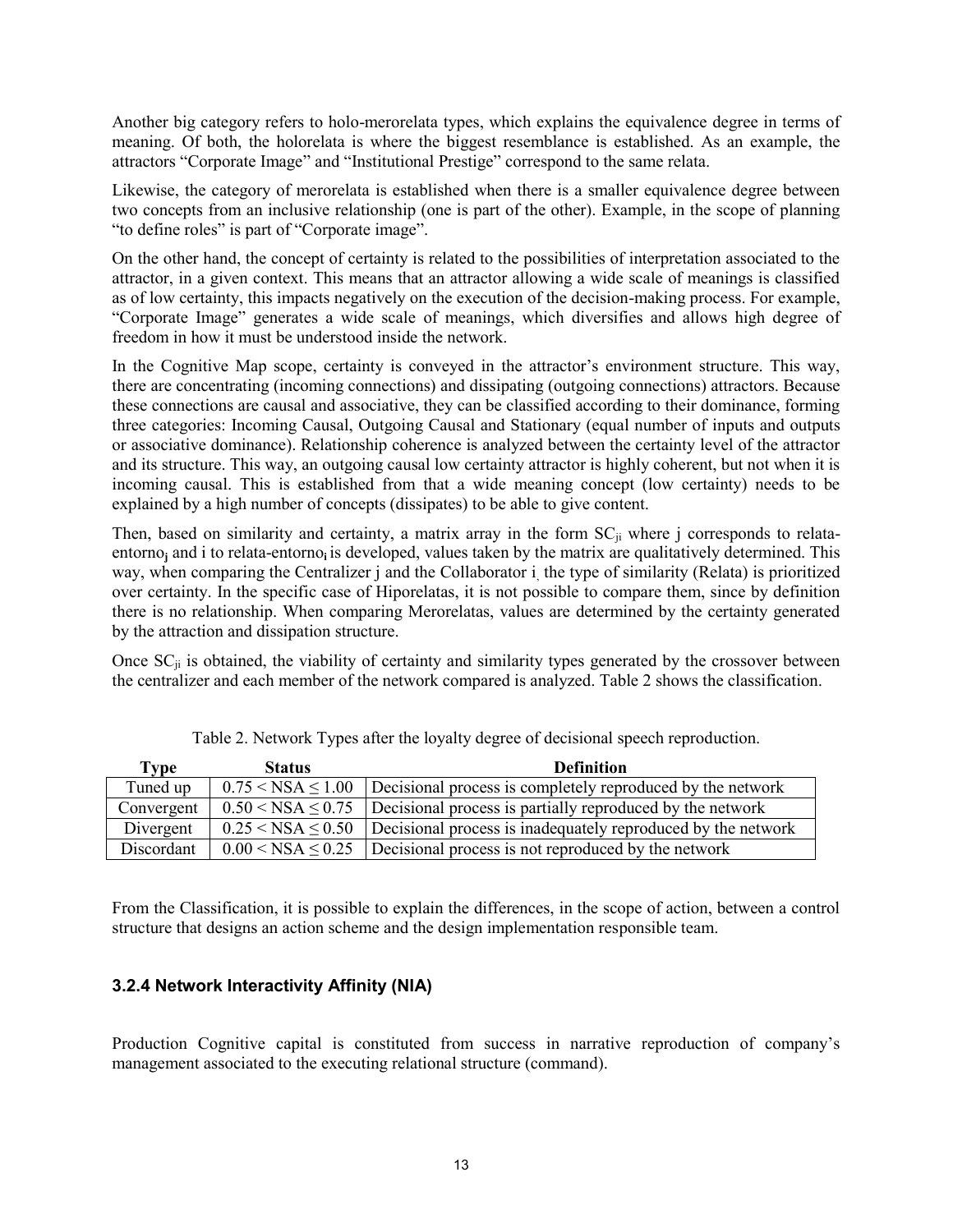Another big category refers to holo-merorelata types, which explains the equivalence degree in terms of meaning. Of both, the holorelata is where the biggest resemblance is established. As an example, the attractors "Corporate Image" and "Institutional Prestige" correspond to the same relata.

Likewise, the category of merorelata is established when there is a smaller equivalence degree between two concepts from an inclusive relationship (one is part of the other). Example, in the scope of planning "to define roles" is part of "Corporate image".

On the other hand, the concept of certainty is related to the possibilities of interpretation associated to the attractor, in a given context. This means that an attractor allowing a wide scale of meanings is classified as of low certainty, this impacts negatively on the execution of the decision-making process. For example, "Corporate Image" generates a wide scale of meanings, which diversifies and allows high degree of freedom in how it must be understood inside the network.

In the Cognitive Map scope, certainty is conveyed in the attractor's environment structure. This way, there are concentrating (incoming connections) and dissipating (outgoing connections) attractors. Because these connections are causal and associative, they can be classified according to their dominance, forming three categories: Incoming Causal, Outgoing Causal and Stationary (equal number of inputs and outputs or associative dominance). Relationship coherence is analyzed between the certainty level of the attractor and its structure. This way, an outgoing causal low certainty attractor is highly coherent, but not when it is incoming causal. This is established from that a wide meaning concept (low certainty) needs to be explained by a high number of concepts (dissipates) to be able to give content.

Then, based on similarity and certainty, a matrix array in the form $SC_{ji}$ where j corresponds to relata-entorno$_j$ and i to relata-entorno$_i$ is developed, values taken by the matrix are qualitatively determined. This way, when comparing the Centralizer j and the Collaborator i, the type of similarity (Relata) is prioritized over certainty. In the specific case of Hiporelatas, it is not possible to compare them, since by definition there is no relationship. When comparing Merorelatas, values are determined by the certainty generated by the attraction and dissipation structure.

Once $SC_{ji}$ is obtained, the viability of certainty and similarity types generated by the crossover between the centralizer and each member of the network compared is analyzed. Table 2 shows the classification.

Table 2. Network Types after the loyalty degree of decisional speech reproduction.

| Type | Status | Definition |
|---|---|---|
| Tuned up | $0.75 < NSA \leq 1.00$ | Decisional process is completely reproduced by the network |
| Convergent | $0.50 < NSA \leq 0.75$ | Decisional process is partially reproduced by the network |
| Divergent | $0.25 < NSA \leq 0.50$ | Decisional process is inadequately reproduced by the network |
| Discordant | $0.00 < NSA \leq 0.25$ | Decisional process is not reproduced by the network |

From the Classification, it is possible to explain the differences, in the scope of action, between a control structure that designs an action scheme and the design implementation responsible team.

### 3.2.4 Network Interactivity Affinity (NIA)

Production Cognitive capital is constituted from success in narrative reproduction of company's management associated to the executing relational structure (command).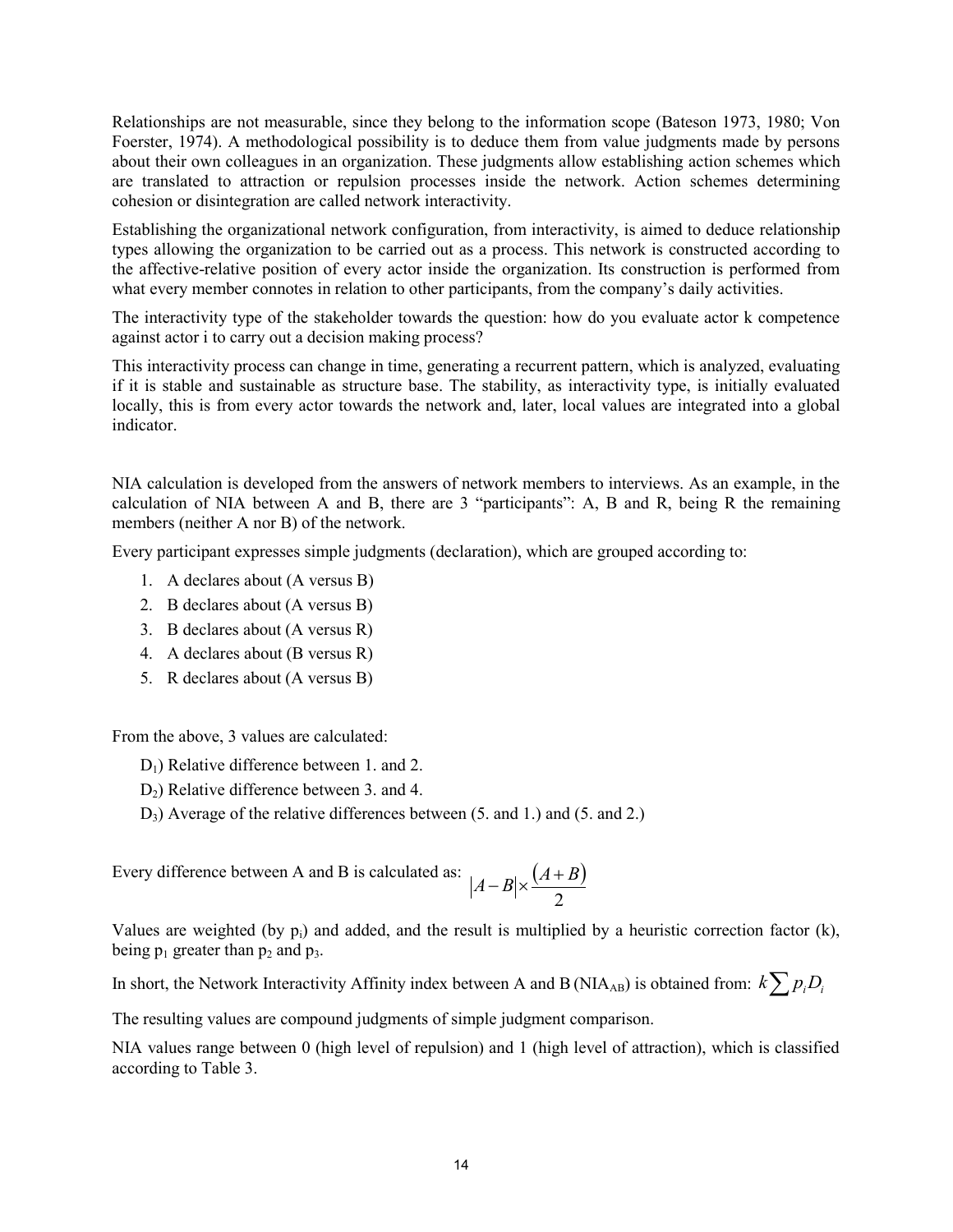Relationships are not measurable, since they belong to the information scope (Bateson 1973, 1980; Von Foerster, 1974). A methodological possibility is to deduce them from value judgments made by persons about their own colleagues in an organization. These judgments allow establishing action schemes which are translated to attraction or repulsion processes inside the network. Action schemes determining cohesion or disintegration are called network interactivity.

Establishing the organizational network configuration, from interactivity, is aimed to deduce relationship types allowing the organization to be carried out as a process. This network is constructed according to the affective-relative position of every actor inside the organization. Its construction is performed from what every member connotes in relation to other participants, from the company's daily activities.

The interactivity type of the stakeholder towards the question: how do you evaluate actor k competence against actor i to carry out a decision making process?

This interactivity process can change in time, generating a recurrent pattern, which is analyzed, evaluating if it is stable and sustainable as structure base. The stability, as interactivity type, is initially evaluated locally, this is from every actor towards the network and, later, local values are integrated into a global indicator.

NIA calculation is developed from the answers of network members to interviews. As an example, in the calculation of NIA between A and B, there are 3 "participants": A, B and R, being R the remaining members (neither A nor B) of the network.

Every participant expresses simple judgments (declaration), which are grouped according to:

1. A declares about (A versus B)
2. B declares about (A versus B)
3. B declares about (A versus R)
4. A declares about (B versus R)
5. R declares about (A versus B)

From the above, 3 values are calculated:

$D_1$) Relative difference between 1. and 2.

$D_2$) Relative difference between 3. and 4.

$D_3$) Average of the relative differences between (5. and 1.) and (5. and 2.)

Every difference between A and B is calculated as: $|A - B| \times \frac{(A + B)}{2}$

Values are weighted (by $p_i$) and added, and the result is multiplied by a heuristic correction factor (k), being $p_1$ greater than $p_2$ and $p_3$.

In short, the Network Interactivity Affinity index between A and B ($NIA_{AB}$) is obtained from: $k \sum p_i D_i$

The resulting values are compound judgments of simple judgment comparison.

NIA values range between 0 (high level of repulsion) and 1 (high level of attraction), which is classified according to Table 3.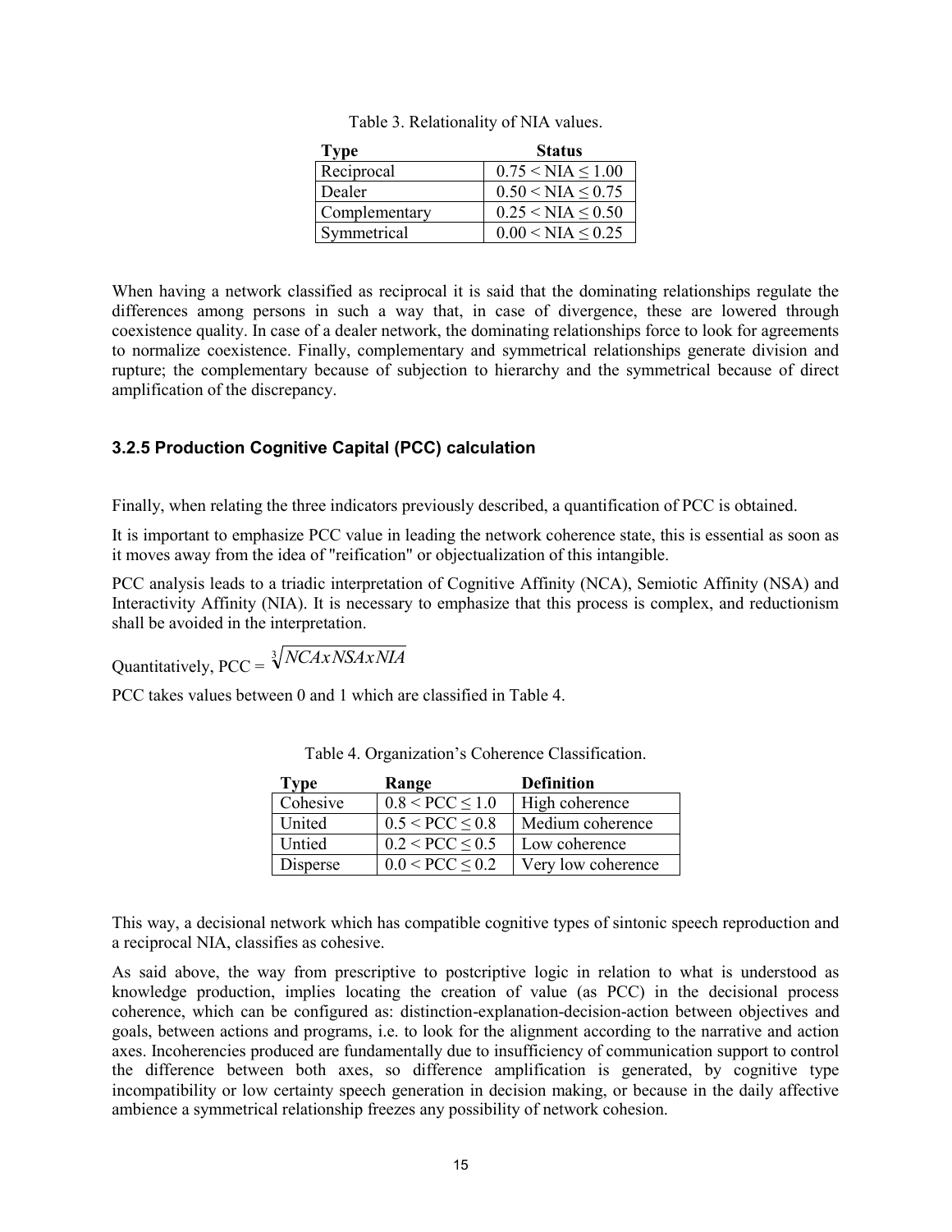Table 3. Relationality of NIA values.

| Type | Status |
| --- | --- |
| Reciprocal | $0.75 < NIA \leq 1.00$ |
| Dealer | $0.50 < NIA \leq 0.75$ |
| Complementary | $0.25 < NIA \leq 0.50$ |
| Symmetrical | $0.00 < NIA \leq 0.25$ |

When having a network classified as reciprocal it is said that the dominating relationships regulate the differences among persons in such a way that, in case of divergence, these are lowered through coexistence quality. In case of a dealer network, the dominating relationships force to look for agreements to normalize coexistence. Finally, complementary and symmetrical relationships generate division and rupture; the complementary because of subjection to hierarchy and the symmetrical because of direct amplification of the discrepancy.

### 3.2.5 Production Cognitive Capital (PCC) calculation

Finally, when relating the three indicators previously described, a quantification of PCC is obtained.

It is important to emphasize PCC value in leading the network coherence state, this is essential as soon as it moves away from the idea of "reification" or objectualization of this intangible.

PCC analysis leads to a triadic interpretation of Cognitive Affinity (NCA), Semiotic Affinity (NSA) and Interactivity Affinity (NIA). It is necessary to emphasize that this process is complex, and reductionism shall be avoided in the interpretation.

Quantitatively, PCC = $\sqrt[3]{NCA x NSA x NIA}$

PCC takes values between 0 and 1 which are classified in Table 4.

Table 4. Organization's Coherence Classification.

| Type | Range | Definition |
| --- | --- | --- |
| Cohesive | $0.8 < PCC \leq 1.0$ | High coherence |
| United | $0.5 < PCC \leq 0.8$ | Medium coherence |
| Untied | $0.2 < PCC \leq 0.5$ | Low coherence |
| Disperse | $0.0 < PCC \leq 0.2$ | Very low coherence |

This way, a decisional network which has compatible cognitive types of sintonic speech reproduction and a reciprocal NIA, classifies as cohesive.

As said above, the way from prescriptive to postcriptive logic in relation to what is understood as knowledge production, implies locating the creation of value (as PCC) in the decisional process coherence, which can be configured as: distinction-explanation-decision-action between objectives and goals, between actions and programs, i.e. to look for the alignment according to the narrative and action axes. Incoherencies produced are fundamentally due to insufficiency of communication support to control the difference between both axes, so difference amplification is generated, by cognitive type incompatibility or low certainty speech generation in decision making, or because in the daily affective ambience a symmetrical relationship freezes any possibility of network cohesion.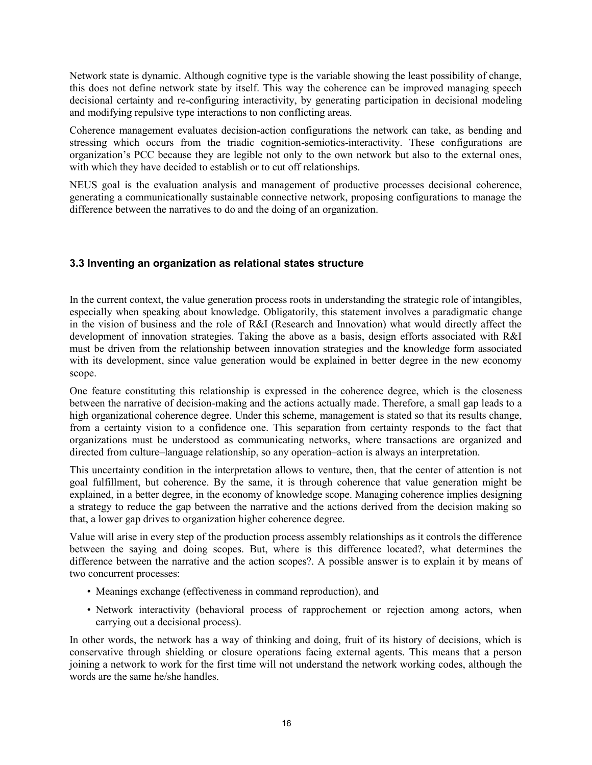Network state is dynamic. Although cognitive type is the variable showing the least possibility of change, this does not define network state by itself. This way the coherence can be improved managing speech decisional certainty and re-configuring interactivity, by generating participation in decisional modeling and modifying repulsive type interactions to non conflicting areas.

Coherence management evaluates decision-action configurations the network can take, as bending and stressing which occurs from the triadic cognition-semiotics-interactivity. These configurations are organization's PCC because they are legible not only to the own network but also to the external ones, with which they have decided to establish or to cut off relationships.

NEUS goal is the evaluation analysis and management of productive processes decisional coherence, generating a communicationally sustainable connective network, proposing configurations to manage the difference between the narratives to do and the doing of an organization.

### 3.3 Inventing an organization as relational states structure

In the current context, the value generation process roots in understanding the strategic role of intangibles, especially when speaking about knowledge. Obligatorily, this statement involves a paradigmatic change in the vision of business and the role of R&I (Research and Innovation) what would directly affect the development of innovation strategies. Taking the above as a basis, design efforts associated with R&I must be driven from the relationship between innovation strategies and the knowledge form associated with its development, since value generation would be explained in better degree in the new economy scope.

One feature constituting this relationship is expressed in the coherence degree, which is the closeness between the narrative of decision-making and the actions actually made. Therefore, a small gap leads to a high organizational coherence degree. Under this scheme, management is stated so that its results change, from a certainty vision to a confidence one. This separation from certainty responds to the fact that organizations must be understood as communicating networks, where transactions are organized and directed from culture–language relationship, so any operation–action is always an interpretation.

This uncertainty condition in the interpretation allows to venture, then, that the center of attention is not goal fulfillment, but coherence. By the same, it is through coherence that value generation might be explained, in a better degree, in the economy of knowledge scope. Managing coherence implies designing a strategy to reduce the gap between the narrative and the actions derived from the decision making so that, a lower gap drives to organization higher coherence degree.

Value will arise in every step of the production process assembly relationships as it controls the difference between the saying and doing scopes. But, where is this difference located?, what determines the difference between the narrative and the action scopes?. A possible answer is to explain it by means of two concurrent processes:

- Meanings exchange (effectiveness in command reproduction), and
- Network interactivity (behavioral process of rapprochement or rejection among actors, when carrying out a decisional process).

In other words, the network has a way of thinking and doing, fruit of its history of decisions, which is conservative through shielding or closure operations facing external agents. This means that a person joining a network to work for the first time will not understand the network working codes, although the words are the same he/she handles.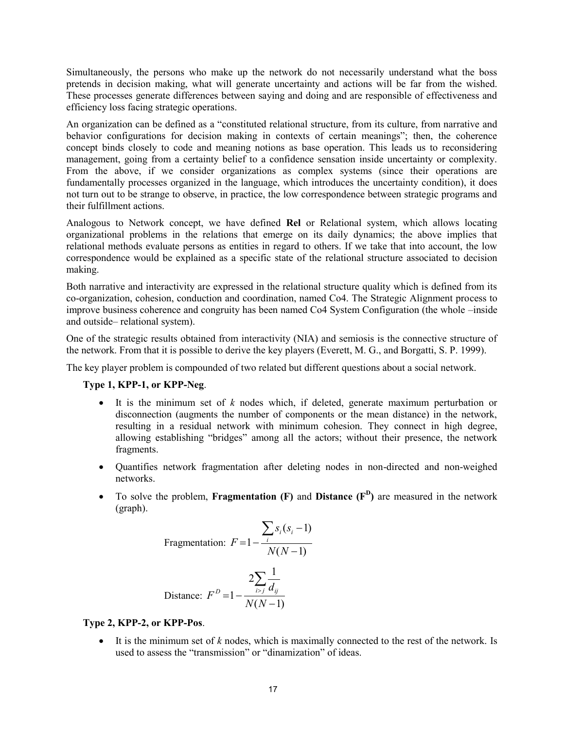Simultaneously, the persons who make up the network do not necessarily understand what the boss pretends in decision making, what will generate uncertainty and actions will be far from the wished. These processes generate differences between saying and doing and are responsible of effectiveness and efficiency loss facing strategic operations.

An organization can be defined as a "constituted relational structure, from its culture, from narrative and behavior configurations for decision making in contexts of certain meanings"; then, the coherence concept binds closely to code and meaning notions as base operation. This leads us to reconsidering management, going from a certainty belief to a confidence sensation inside uncertainty or complexity. From the above, if we consider organizations as complex systems (since their operations are fundamentally processes organized in the language, which introduces the uncertainty condition), it does not turn out to be strange to observe, in practice, the low correspondence between strategic programs and their fulfillment actions.

Analogous to Network concept, we have defined **Rel** or Relational system, which allows locating organizational problems in the relations that emerge on its daily dynamics; the above implies that relational methods evaluate persons as entities in regard to others. If we take that into account, the low correspondence would be explained as a specific state of the relational structure associated to decision making.

Both narrative and interactivity are expressed in the relational structure quality which is defined from its co-organization, cohesion, conduction and coordination, named Co4. The Strategic Alignment process to improve business coherence and congruity has been named Co4 System Configuration (the whole –inside and outside– relational system).

One of the strategic results obtained from interactivity (NIA) and semiosis is the connective structure of the network. From that it is possible to derive the key players (Everett, M. G., and Borgatti, S. P. 1999).

The key player problem is compounded of two related but different questions about a social network.

**Type 1, KPP-1, or KPP-Neg**.

- It is the minimum set of *k* nodes which, if deleted, generate maximum perturbation or disconnection (augments the number of components or the mean distance) in the network, resulting in a residual network with minimum cohesion. They connect in high degree, allowing establishing "bridges" among all the actors; without their presence, the network fragments.
- Quantifies network fragmentation after deleting nodes in non-directed and non-weighed networks.
- To solve the problem, **Fragmentation (F)** and **Distance ($F^D$)** are measured in the network (graph).

Fragmentation: $$F = 1 - \frac{\sum_i s_i (s_i - 1)}{N(N-1)}$$

Distance: $$F^D = 1 - \frac{2 \sum_{i>j} \frac{1}{d_{ij}}}{N(N-1)}$$

**Type 2, KPP-2, or KPP-Pos**.

- It is the minimum set of *k* nodes, which is maximally connected to the rest of the network. Is used to assess the "transmission" or "dinamization" of ideas.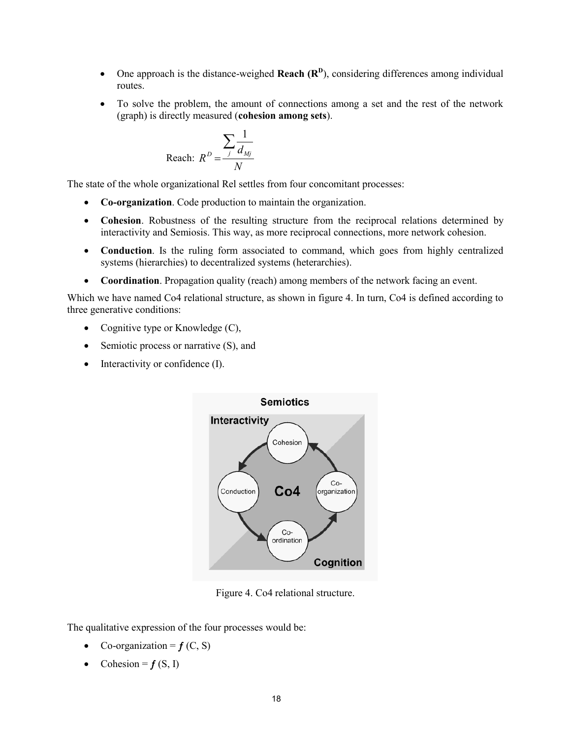- One approach is the distance-weighed **Reach ($R^D$)**, considering differences among individual routes.
- To solve the problem, the amount of connections among a set and the rest of the network (graph) is directly measured (**cohesion among sets**).

$$\text{Reach: } R^D = \frac{\sum_j \frac{1}{d_{Mj}}}{N}$$

The state of the whole organizational Rel settles from four concomitant processes:

- **Co-organization**. Code production to maintain the organization.
- **Cohesion**. Robustness of the resulting structure from the reciprocal relations determined by interactivity and Semiosis. This way, as more reciprocal connections, more network cohesion.
- **Conduction**. Is the ruling form associated to command, which goes from highly centralized systems (hierarchies) to decentralized systems (heterarchies).
- **Coordination**. Propagation quality (reach) among members of the network facing an event.

Which we have named Co4 relational structure, as shown in figure 4. In turn, Co4 is defined according to three generative conditions:

- Cognitive type or Knowledge (C),
- Semiotic process or narrative (S), and
- Interactivity or confidence (I).

Figure 4. Co4 relational structure.

The qualitative expression of the four processes would be:

- Co-organization = $f$ (C, S)
- Cohesion = $f$ (S, I)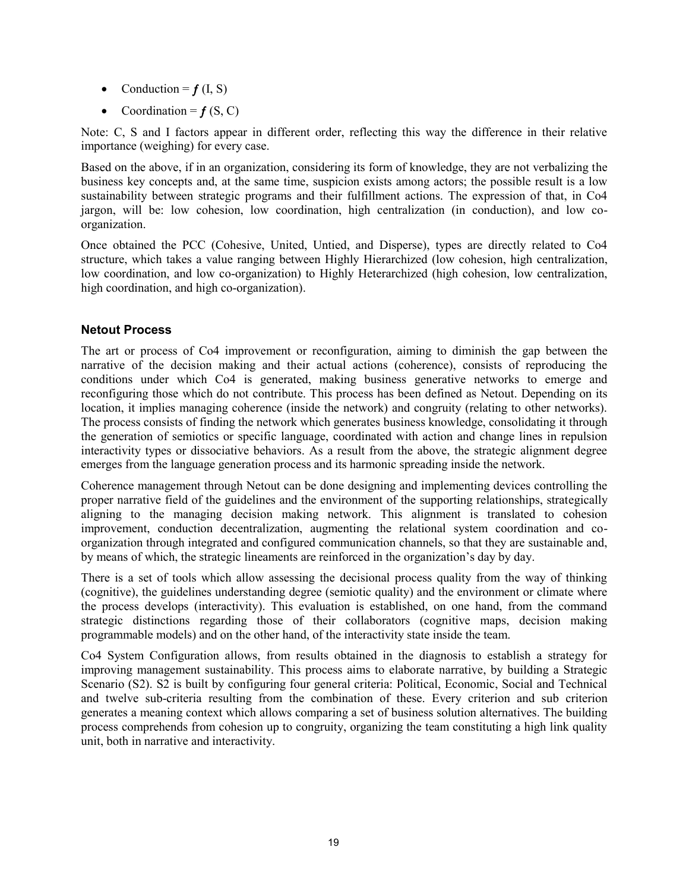- Conduction = $f$ (I, S)
- Coordination = $f$ (S, C)

Note: C, S and I factors appear in different order, reflecting this way the difference in their relative importance (weighing) for every case.

Based on the above, if in an organization, considering its form of knowledge, they are not verbalizing the business key concepts and, at the same time, suspicion exists among actors; the possible result is a low sustainability between strategic programs and their fulfillment actions. The expression of that, in Co4 jargon, will be: low cohesion, low coordination, high centralization (in conduction), and low co-organization.

Once obtained the PCC (Cohesive, United, Untied, and Disperse), types are directly related to Co4 structure, which takes a value ranging between Highly Hierarchized (low cohesion, high centralization, low coordination, and low co-organization) to Highly Heterarchized (high cohesion, low centralization, high coordination, and high co-organization).

### Netout Process

The art or process of Co4 improvement or reconfiguration, aiming to diminish the gap between the narrative of the decision making and their actual actions (coherence), consists of reproducing the conditions under which Co4 is generated, making business generative networks to emerge and reconfiguring those which do not contribute. This process has been defined as Netout. Depending on its location, it implies managing coherence (inside the network) and congruity (relating to other networks). The process consists of finding the network which generates business knowledge, consolidating it through the generation of semiotics or specific language, coordinated with action and change lines in repulsion interactivity types or dissociative behaviors. As a result from the above, the strategic alignment degree emerges from the language generation process and its harmonic spreading inside the network.

Coherence management through Netout can be done designing and implementing devices controlling the proper narrative field of the guidelines and the environment of the supporting relationships, strategically aligning to the managing decision making network. This alignment is translated to cohesion improvement, conduction decentralization, augmenting the relational system coordination and co-organization through integrated and configured communication channels, so that they are sustainable and, by means of which, the strategic lineaments are reinforced in the organization's day by day.

There is a set of tools which allow assessing the decisional process quality from the way of thinking (cognitive), the guidelines understanding degree (semiotic quality) and the environment or climate where the process develops (interactivity). This evaluation is established, on one hand, from the command strategic distinctions regarding those of their collaborators (cognitive maps, decision making programmable models) and on the other hand, of the interactivity state inside the team.

Co4 System Configuration allows, from results obtained in the diagnosis to establish a strategy for improving management sustainability. This process aims to elaborate narrative, by building a Strategic Scenario (S2). S2 is built by configuring four general criteria: Political, Economic, Social and Technical and twelve sub-criteria resulting from the combination of these. Every criterion and sub criterion generates a meaning context which allows comparing a set of business solution alternatives. The building process comprehends from cohesion up to congruity, organizing the team constituting a high link quality unit, both in narrative and interactivity.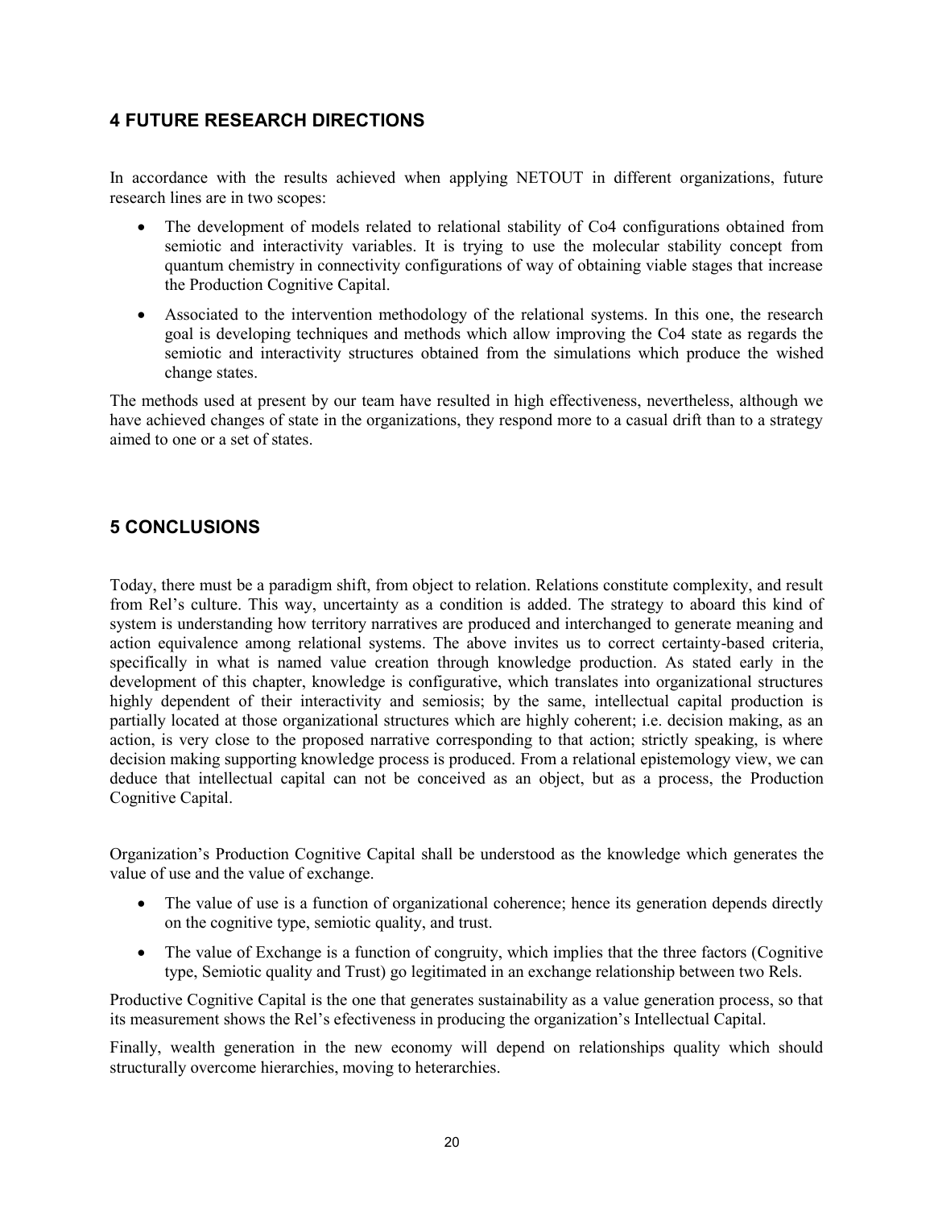## 4 FUTURE RESEARCH DIRECTIONS

In accordance with the results achieved when applying NETOUT in different organizations, future research lines are in two scopes:

- The development of models related to relational stability of Co4 configurations obtained from semiotic and interactivity variables. It is trying to use the molecular stability concept from quantum chemistry in connectivity configurations of way of obtaining viable stages that increase the Production Cognitive Capital.
- Associated to the intervention methodology of the relational systems. In this one, the research goal is developing techniques and methods which allow improving the Co4 state as regards the semiotic and interactivity structures obtained from the simulations which produce the wished change states.

The methods used at present by our team have resulted in high effectiveness, nevertheless, although we have achieved changes of state in the organizations, they respond more to a casual drift than to a strategy aimed to one or a set of states.

## 5 CONCLUSIONS

Today, there must be a paradigm shift, from object to relation. Relations constitute complexity, and result from Rel's culture. This way, uncertainty as a condition is added. The strategy to aboard this kind of system is understanding how territory narratives are produced and interchanged to generate meaning and action equivalence among relational systems. The above invites us to correct certainty-based criteria, specifically in what is named value creation through knowledge production. As stated early in the development of this chapter, knowledge is configurative, which translates into organizational structures highly dependent of their interactivity and semiosis; by the same, intellectual capital production is partially located at those organizational structures which are highly coherent; i.e. decision making, as an action, is very close to the proposed narrative corresponding to that action; strictly speaking, is where decision making supporting knowledge process is produced. From a relational epistemology view, we can deduce that intellectual capital can not be conceived as an object, but as a process, the Production Cognitive Capital.

Organization's Production Cognitive Capital shall be understood as the knowledge which generates the value of use and the value of exchange.

- The value of use is a function of organizational coherence; hence its generation depends directly on the cognitive type, semiotic quality, and trust.
- The value of Exchange is a function of congruity, which implies that the three factors (Cognitive type, Semiotic quality and Trust) go legitimated in an exchange relationship between two Rels.

Productive Cognitive Capital is the one that generates sustainability as a value generation process, so that its measurement shows the Rel's efectiveness in producing the organization's Intellectual Capital.

Finally, wealth generation in the new economy will depend on relationships quality which should structurally overcome hierarchies, moving to heterarchies.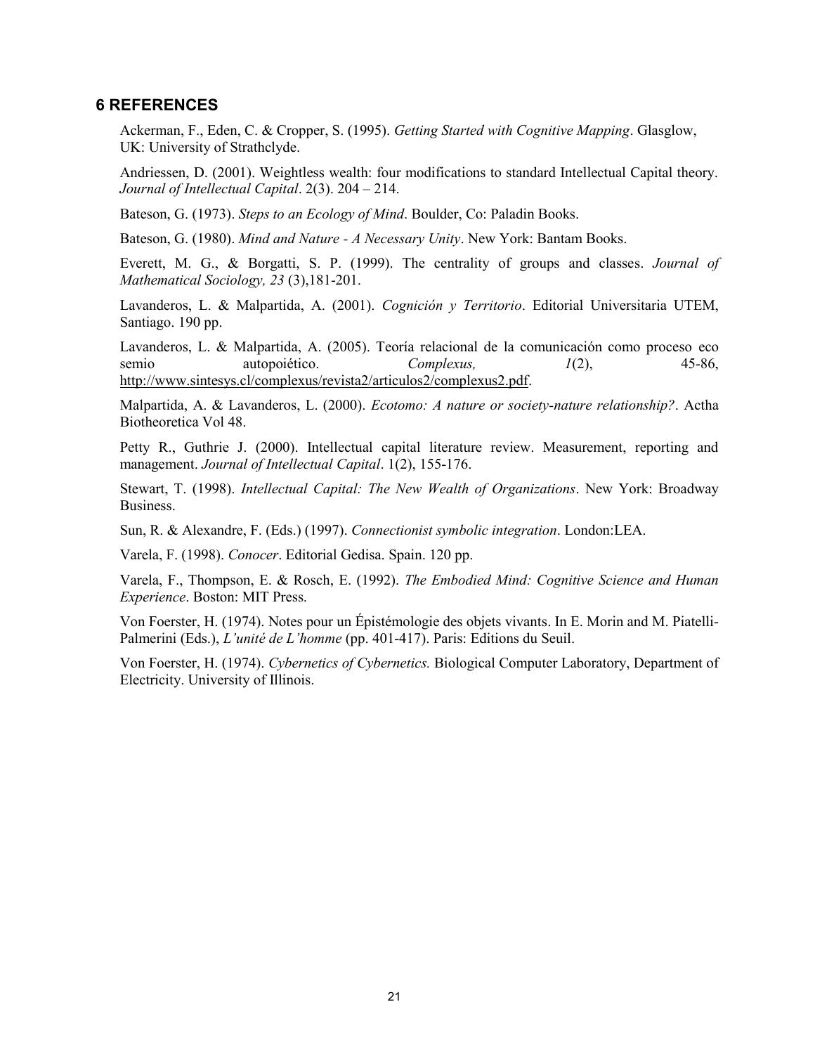## 6 REFERENCES

Ackerman, F., Eden, C. & Cropper, S. (1995). *Getting Started with Cognitive Mapping*. Glasglow, UK: University of Strathclyde.

Andriessen, D. (2001). Weightless wealth: four modifications to standard Intellectual Capital theory. *Journal of Intellectual Capital*. 2(3). 204 – 214.

Bateson, G. (1973). *Steps to an Ecology of Mind*. Boulder, Co: Paladin Books.

Bateson, G. (1980). *Mind and Nature - A Necessary Unity*. New York: Bantam Books.

Everett, M. G., & Borgatti, S. P. (1999). The centrality of groups and classes. *Journal of Mathematical Sociology, 23* (3),181-201.

Lavanderos, L. & Malpartida, A. (2001). *Cognición y Territorio*. Editorial Universitaria UTEM, Santiago. 190 pp.

Lavanderos, L. & Malpartida, A. (2005). Teoría relacional de la comunicación como proceso eco semio autopoiético. *Complexus, 1*(2), 45-86, http://www.sintesys.cl/complexus/revista2/articulos2/complexus2.pdf.

Malpartida, A. & Lavanderos, L. (2000). *Ecotomo: A nature or society-nature relationship?*. Actha Biotheoretica Vol 48.

Petty R., Guthrie J. (2000). Intellectual capital literature review. Measurement, reporting and management. *Journal of Intellectual Capital*. 1(2), 155-176.

Stewart, T. (1998). *Intellectual Capital: The New Wealth of Organizations*. New York: Broadway Business.

Sun, R. & Alexandre, F. (Eds.) (1997). *Connectionist symbolic integration*. London:LEA.

Varela, F. (1998). *Conocer*. Editorial Gedisa. Spain. 120 pp.

Varela, F., Thompson, E. & Rosch, E. (1992). *The Embodied Mind: Cognitive Science and Human Experience*. Boston: MIT Press.

Von Foerster, H. (1974). Notes pour un Épistémologie des objets vivants. In E. Morin and M. Piatelli-Palmerini (Eds.), *L'unité de L'homme* (pp. 401-417). Paris: Editions du Seuil.

Von Foerster, H. (1974). *Cybernetics of Cybernetics.* Biological Computer Laboratory, Department of Electricity. University of Illinois.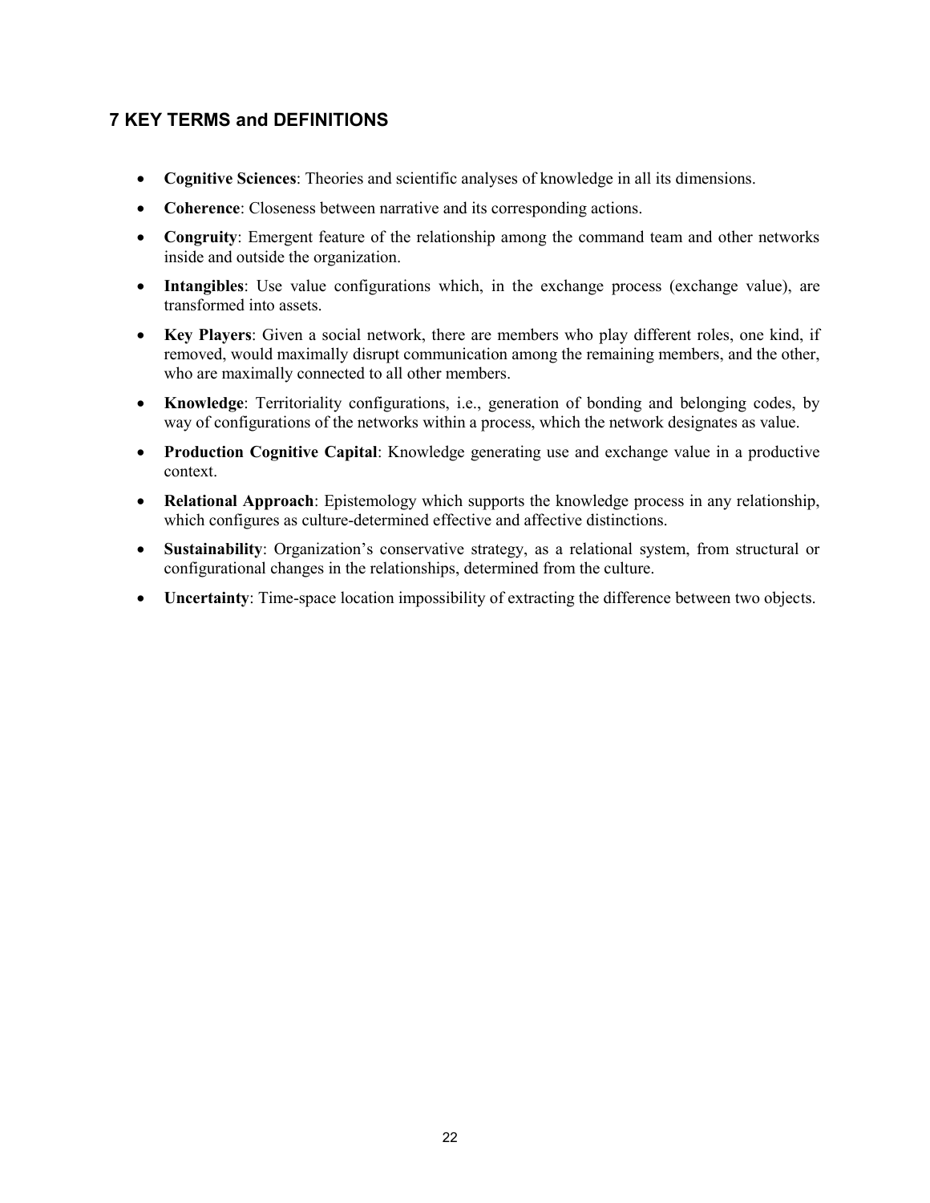## 7 KEY TERMS and DEFINITIONS

- **Cognitive Sciences**: Theories and scientific analyses of knowledge in all its dimensions.
- **Coherence**: Closeness between narrative and its corresponding actions.
- **Congruity**: Emergent feature of the relationship among the command team and other networks inside and outside the organization.
- **Intangibles**: Use value configurations which, in the exchange process (exchange value), are transformed into assets.
- **Key Players**: Given a social network, there are members who play different roles, one kind, if removed, would maximally disrupt communication among the remaining members, and the other, who are maximally connected to all other members.
- **Knowledge**: Territoriality configurations, i.e., generation of bonding and belonging codes, by way of configurations of the networks within a process, which the network designates as value.
- **Production Cognitive Capital**: Knowledge generating use and exchange value in a productive context.
- **Relational Approach**: Epistemology which supports the knowledge process in any relationship, which configures as culture-determined effective and affective distinctions.
- **Sustainability**: Organization's conservative strategy, as a relational system, from structural or configurational changes in the relationships, determined from the culture.
- **Uncertainty**: Time-space location impossibility of extracting the difference between two objects.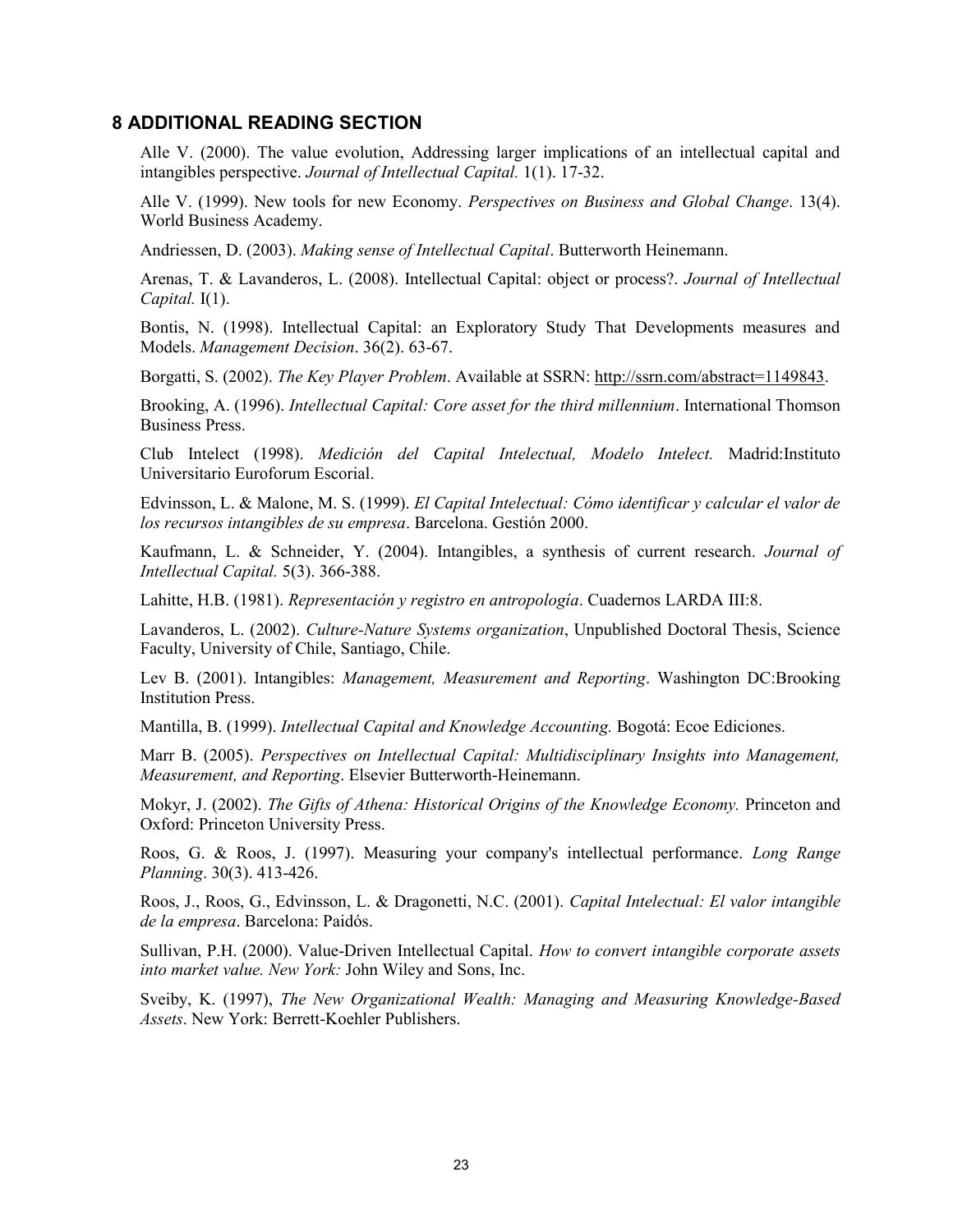## 8 ADDITIONAL READING SECTION

Alle V. (2000). The value evolution, Addressing larger implications of an intellectual capital and intangibles perspective. *Journal of Intellectual Capital.* 1(1). 17-32.

Alle V. (1999). New tools for new Economy. *Perspectives on Business and Global Change*. 13(4). World Business Academy.

Andriessen, D. (2003). *Making sense of Intellectual Capital*. Butterworth Heinemann.

Arenas, T. & Lavanderos, L. (2008). Intellectual Capital: object or process?. *Journal of Intellectual Capital.* I(1).

Bontis, N. (1998). Intellectual Capital: an Exploratory Study That Developments measures and Models. *Management Decision*. 36(2). 63-67.

Borgatti, S. (2002). *The Key Player Problem*. Available at SSRN: http://ssrn.com/abstract=1149843.

Brooking, A. (1996). *Intellectual Capital: Core asset for the third millennium*. International Thomson Business Press.

Club Intelect (1998). *Medición del Capital Intelectual, Modelo Intelect.* Madrid:Instituto Universitario Euroforum Escorial.

Edvinsson, L. & Malone, M. S. (1999). *El Capital Intelectual: Cómo identificar y calcular el valor de los recursos intangibles de su empresa*. Barcelona. Gestión 2000.

Kaufmann, L. & Schneider, Y. (2004). Intangibles, a synthesis of current research. *Journal of Intellectual Capital.* 5(3). 366-388.

Lahitte, H.B. (1981). *Representación y registro en antropología*. Cuadernos LARDA III:8.

Lavanderos, L. (2002). *Culture-Nature Systems organization*, Unpublished Doctoral Thesis, Science Faculty, University of Chile, Santiago, Chile.

Lev B. (2001). Intangibles: *Management, Measurement and Reporting*. Washington DC:Brooking Institution Press.

Mantilla, B. (1999). *Intellectual Capital and Knowledge Accounting.* Bogotá: Ecoe Ediciones.

Marr B. (2005). *Perspectives on Intellectual Capital: Multidisciplinary Insights into Management, Measurement, and Reporting*. Elsevier Butterworth-Heinemann.

Mokyr, J. (2002). *The Gifts of Athena: Historical Origins of the Knowledge Economy.* Princeton and Oxford: Princeton University Press.

Roos, G. & Roos, J. (1997). Measuring your company's intellectual performance. *Long Range Planning*. 30(3). 413-426.

Roos, J., Roos, G., Edvinsson, L. & Dragonetti, N.C. (2001). *Capital Intelectual: El valor intangible de la empresa*. Barcelona: Paidós.

Sullivan, P.H. (2000). Value-Driven Intellectual Capital. *How to convert intangible corporate assets into market value. New York:* John Wiley and Sons, Inc.

Sveiby, K. (1997), *The New Organizational Wealth: Managing and Measuring Knowledge-Based Assets*. New York: Berrett-Koehler Publishers.